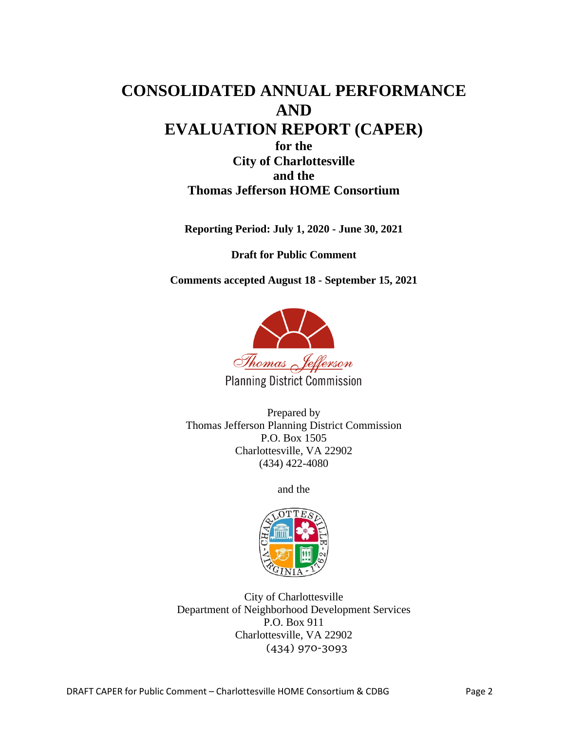# CONSOLIDATED ANNUAL PERFORMANCE AND EVALUATION REPORT (CAPER)

**for the**
**City of Charlottesville**
**and the**
**Thomas Jefferson HOME Consortium**

**Reporting Period: July 1, 2020 - June 30, 2021**

**Draft for Public Comment**

**Comments accepted August 18 - September 15, 2021**

Thomas Jefferson Planning District Commission

Prepared by
Thomas Jefferson Planning District Commission
P.O. Box 1505
Charlottesville, VA 22902
(434) 422-4080

and the

City of Charlottesville
Department of Neighborhood Development Services
P.O. Box 911
Charlottesville, VA 22902
(434) 970-3093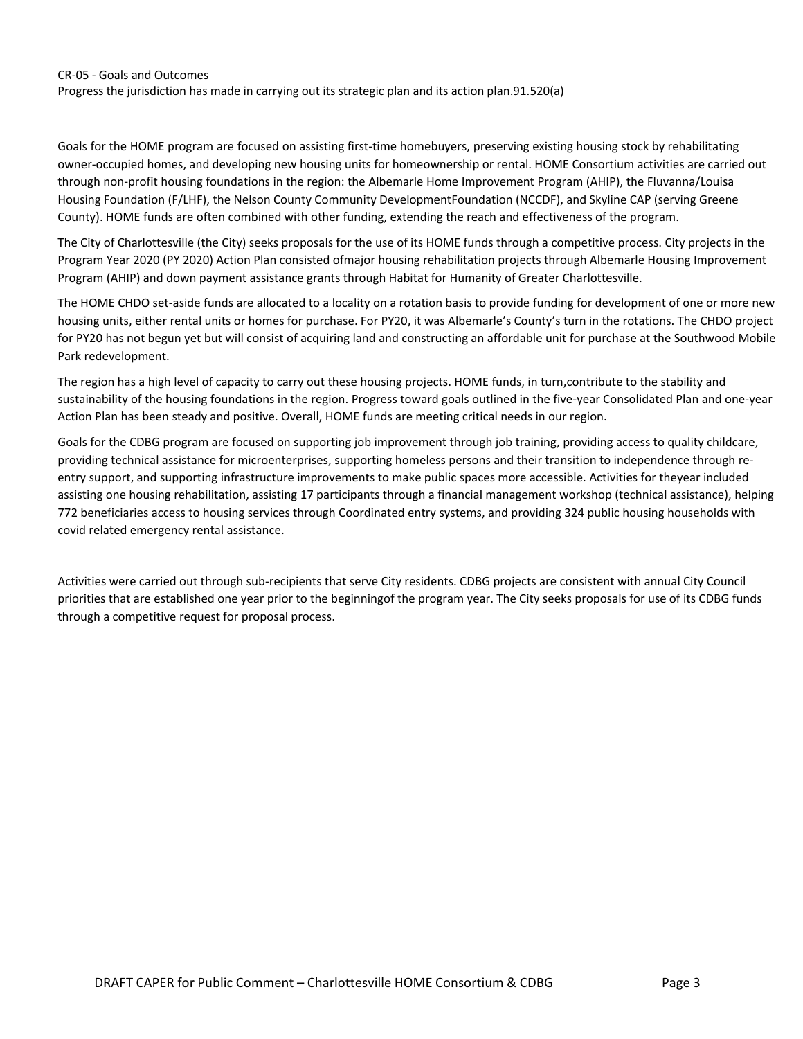CR-05 - Goals and Outcomes

Progress the jurisdiction has made in carrying out its strategic plan and its action plan.91.520(a)

Goals for the HOME program are focused on assisting first-time homebuyers, preserving existing housing stock by rehabilitating owner-occupied homes, and developing new housing units for homeownership or rental. HOME Consortium activities are carried out through non-profit housing foundations in the region: the Albemarle Home Improvement Program (AHIP), the Fluvanna/Louisa Housing Foundation (F/LHF), the Nelson County Community DevelopmentFoundation (NCCDF), and Skyline CAP (serving Greene County). HOME funds are often combined with other funding, extending the reach and effectiveness of the program.

The City of Charlottesville (the City) seeks proposals for the use of its HOME funds through a competitive process. City projects in the Program Year 2020 (PY 2020) Action Plan consisted ofmajor housing rehabilitation projects through Albemarle Housing Improvement Program (AHIP) and down payment assistance grants through Habitat for Humanity of Greater Charlottesville.

The HOME CHDO set-aside funds are allocated to a locality on a rotation basis to provide funding for development of one or more new housing units, either rental units or homes for purchase. For PY20, it was Albemarle's County's turn in the rotations. The CHDO project for PY20 has not begun yet but will consist of acquiring land and constructing an affordable unit for purchase at the Southwood Mobile Park redevelopment.

The region has a high level of capacity to carry out these housing projects. HOME funds, in turn,contribute to the stability and sustainability of the housing foundations in the region. Progress toward goals outlined in the five-year Consolidated Plan and one-year Action Plan has been steady and positive. Overall, HOME funds are meeting critical needs in our region.

Goals for the CDBG program are focused on supporting job improvement through job training, providing access to quality childcare, providing technical assistance for microenterprises, supporting homeless persons and their transition to independence through re-entry support, and supporting infrastructure improvements to make public spaces more accessible. Activities for theyear included assisting one housing rehabilitation, assisting 17 participants through a financial management workshop (technical assistance), helping 772 beneficiaries access to housing services through Coordinated entry systems, and providing 324 public housing households with covid related emergency rental assistance.

Activities were carried out through sub-recipients that serve City residents. CDBG projects are consistent with annual City Council priorities that are established one year prior to the beginningof the program year. The City seeks proposals for use of its CDBG funds through a competitive request for proposal process.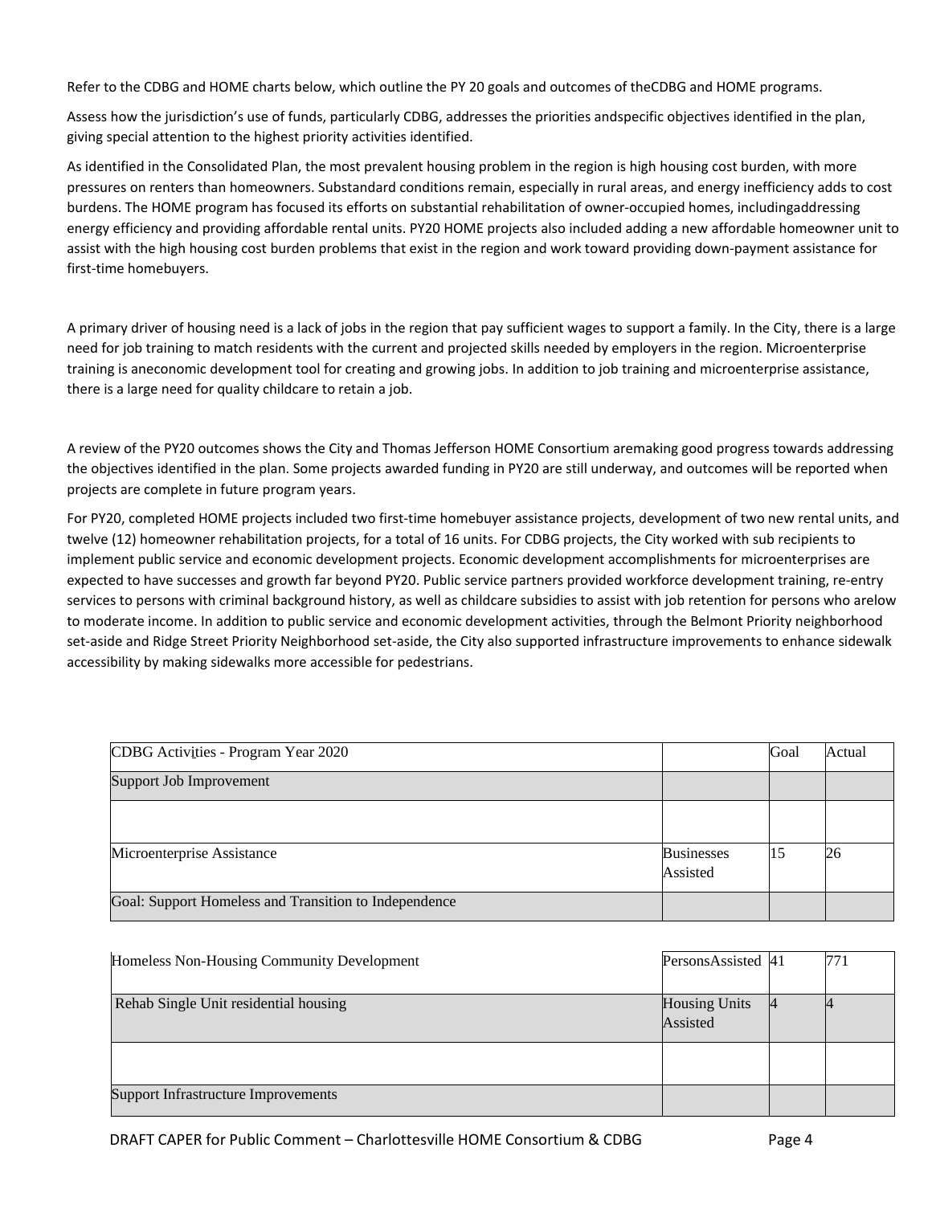Refer to the CDBG and HOME charts below, which outline the PY 20 goals and outcomes of theCDBG and HOME programs.

Assess how the jurisdiction's use of funds, particularly CDBG, addresses the priorities andspecific objectives identified in the plan, giving special attention to the highest priority activities identified.

As identified in the Consolidated Plan, the most prevalent housing problem in the region is high housing cost burden, with more pressures on renters than homeowners. Substandard conditions remain, especially in rural areas, and energy inefficiency adds to cost burdens. The HOME program has focused its efforts on substantial rehabilitation of owner-occupied homes, includingaddressing energy efficiency and providing affordable rental units. PY20 HOME projects also included adding a new affordable homeowner unit to assist with the high housing cost burden problems that exist in the region and work toward providing down-payment assistance for first-time homebuyers.

A primary driver of housing need is a lack of jobs in the region that pay sufficient wages to support a family. In the City, there is a large need for job training to match residents with the current and projected skills needed by employers in the region. Microenterprise training is aneconomic development tool for creating and growing jobs. In addition to job training and microenterprise assistance, there is a large need for quality childcare to retain a job.

A review of the PY20 outcomes shows the City and Thomas Jefferson HOME Consortium aremaking good progress towards addressing the objectives identified in the plan. Some projects awarded funding in PY20 are still underway, and outcomes will be reported when projects are complete in future program years.

For PY20, completed HOME projects included two first-time homebuyer assistance projects, development of two new rental units, and twelve (12) homeowner rehabilitation projects, for a total of 16 units. For CDBG projects, the City worked with sub recipients to implement public service and economic development projects. Economic development accomplishments for microenterprises are expected to have successes and growth far beyond PY20. Public service partners provided workforce development training, re-entry services to persons with criminal background history, as well as childcare subsidies to assist with job retention for persons who arelow to moderate income. In addition to public service and economic development activities, through the Belmont Priority neighborhood set-aside and Ridge Street Priority Neighborhood set-aside, the City also supported infrastructure improvements to enhance sidewalk accessibility by making sidewalks more accessible for pedestrians.

| CDBG Activities - Program Year 2020 | | Goal | Actual |
|---|---|---|---|
| Support Job Improvement | | | |
| | | | |
| Microenterprise Assistance | Businesses Assisted | 15 | 26 |
| Goal: Support Homeless and Transition to Independence | | | |
| Homeless Non-Housing Community Development | PersonsAssisted | 41 | 771 |
| Rehab Single Unit residential housing | Housing Units Assisted | 4 | 4 |
| | | | |
| Support Infrastructure Improvements | | | |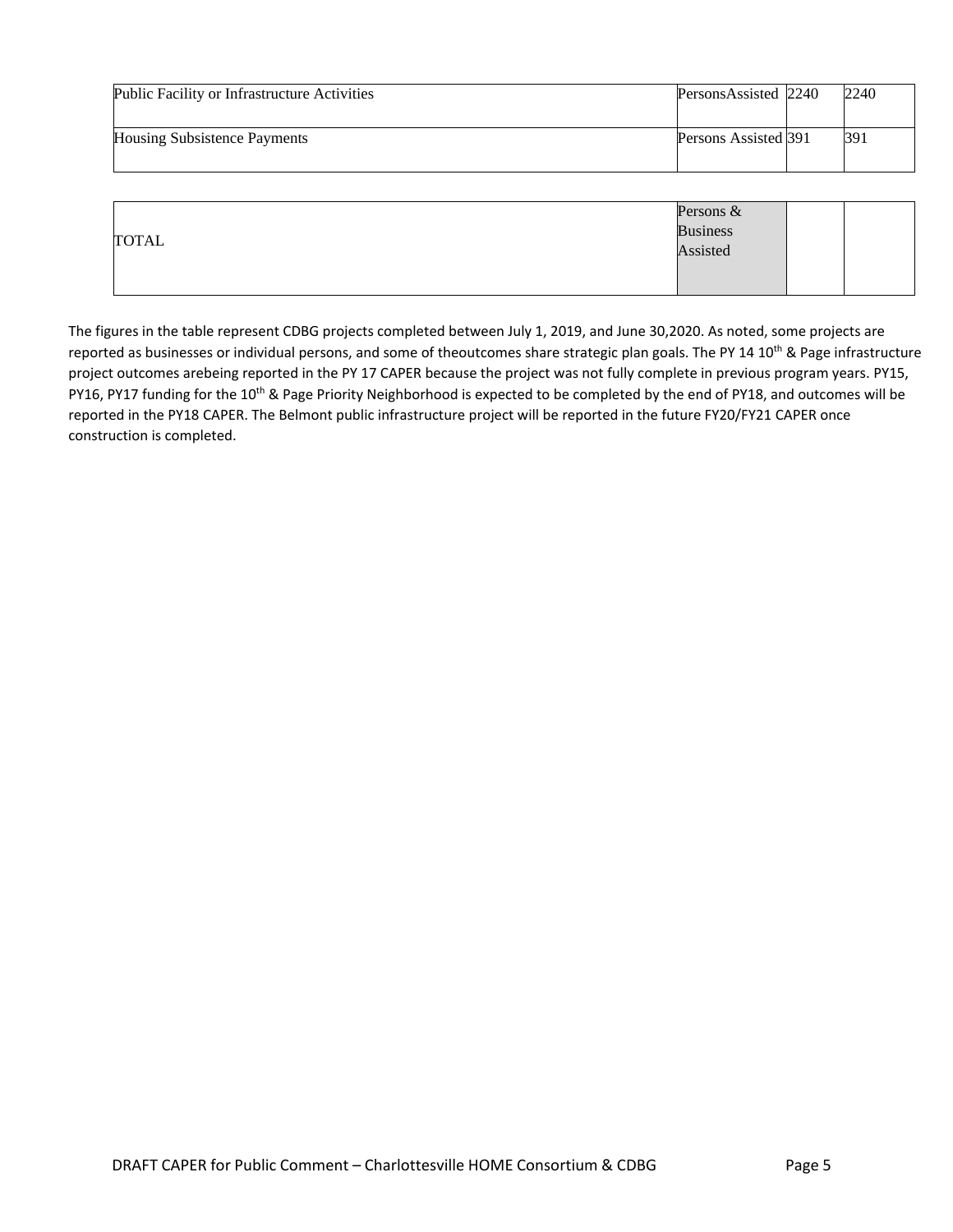| | | | |
|---|---|---|---|
| Public Facility or Infrastructure Activities | PersonsAssisted | 2240 | 2240 |
| Housing Subsistence Payments | Persons Assisted | 391 | 391 |
| TOTAL | Persons & Business Assisted | | |

The figures in the table represent CDBG projects completed between July 1, 2019, and June 30,2020. As noted, some projects are reported as businesses or individual persons, and some of theoutcomes share strategic plan goals. The PY 14 10th & Page infrastructure project outcomes arebeing reported in the PY 17 CAPER because the project was not fully complete in previous program years. PY15, PY16, PY17 funding for the 10th & Page Priority Neighborhood is expected to be completed by the end of PY18, and outcomes will be reported in the PY18 CAPER. The Belmont public infrastructure project will be reported in the future FY20/FY21 CAPER once construction is completed.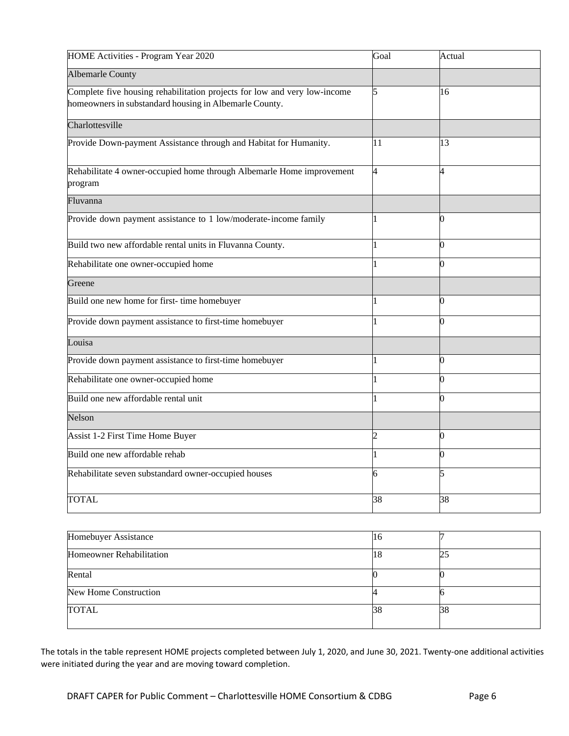| HOME Activities - Program Year 2020 | Goal | Actual |
|---|---|---|
| Albemarle County | | |
| Complete five housing rehabilitation projects for low and very low-income homeowners in substandard housing in Albemarle County. | 5 | 16 |
| Charlottesville | | |
| Provide Down-payment Assistance through and Habitat for Humanity. | 11 | 13 |
| Rehabilitate 4 owner-occupied home through Albemarle Home improvement program | 4 | 4 |
| Fluvanna | | |
| Provide down payment assistance to 1 low/moderate-income family | 1 | 0 |
| Build two new affordable rental units in Fluvanna County. | 1 | 0 |
| Rehabilitate one owner-occupied home | 1 | 0 |
| Greene | | |
| Build one new home for first- time homebuyer | 1 | 0 |
| Provide down payment assistance to first-time homebuyer | 1 | 0 |
| Louisa | | |
| Provide down payment assistance to first-time homebuyer | 1 | 0 |
| Rehabilitate one owner-occupied home | 1 | 0 |
| Build one new affordable rental unit | 1 | 0 |
| Nelson | | |
| Assist 1-2 First Time Home Buyer | 2 | 0 |
| Build one new affordable rehab | 1 | 0 |
| Rehabilitate seven substandard owner-occupied houses | 6 | 5 |
| TOTAL | 38 | 38 |

| | | |
|---|---|---|
| Homebuyer Assistance | 16 | 7 |
| Homeowner Rehabilitation | 18 | 25 |
| Rental | 0 | 0 |
| New Home Construction | 4 | 6 |
| TOTAL | 38 | 38 |

The totals in the table represent HOME projects completed between July 1, 2020, and June 30, 2021. Twenty-one additional activities were initiated during the year and are moving toward completion.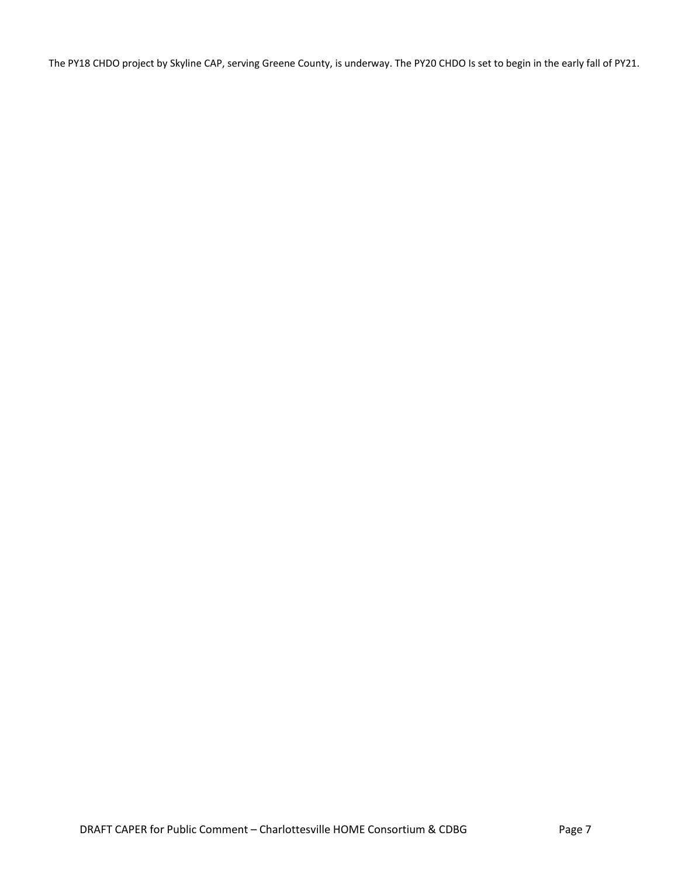The PY18 CHDO project by Skyline CAP, serving Greene County, is underway. The PY20 CHDO Is set to begin in the early fall of PY21.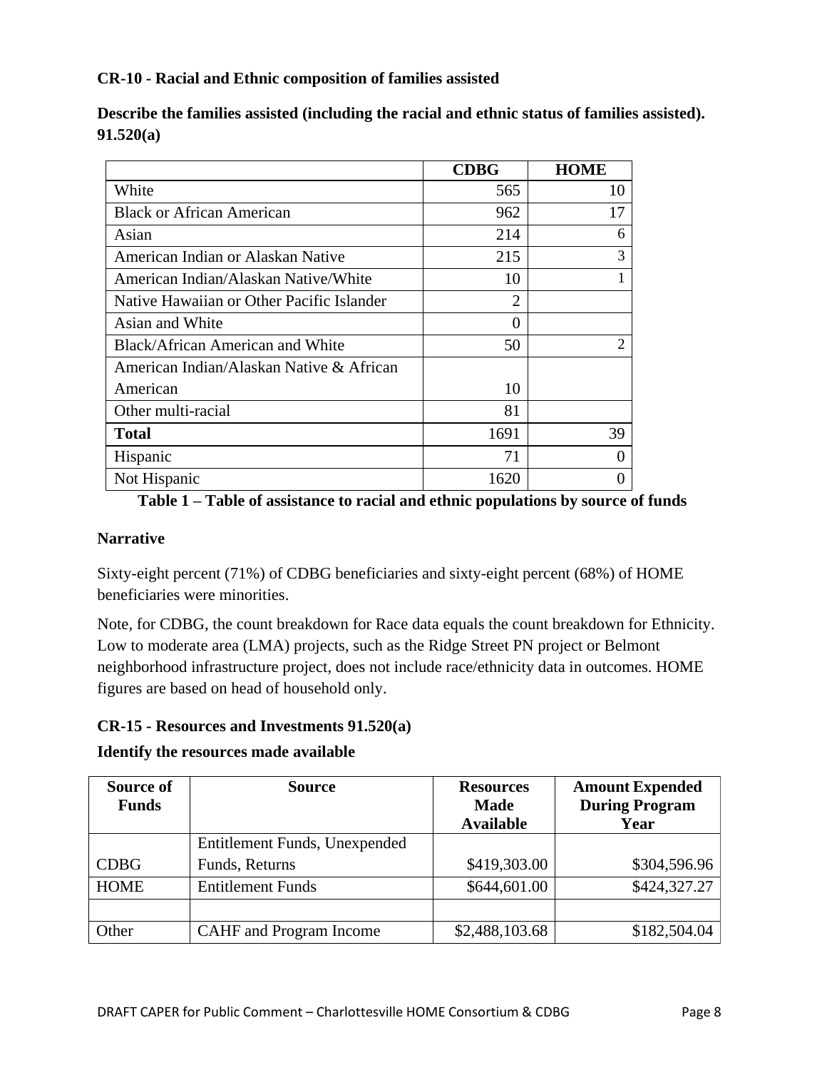### CR-10 - Racial and Ethnic composition of families assisted

**Describe the families assisted (including the racial and ethnic status of families assisted). 91.520(a)**

| | CDBG | HOME |
|---|---|---|
| White | 565 | 10 |
| Black or African American | 962 | 17 |
| Asian | 214 | 6 |
| American Indian or Alaskan Native | 215 | 3 |
| American Indian/Alaskan Native/White | 10 | 1 |
| Native Hawaiian or Other Pacific Islander | 2 | |
| Asian and White | 0 | |
| Black/African American and White | 50 | 2 |
| American Indian/Alaskan Native & African American | 10 | |
| Other multi-racial | 81 | |
| **Total** | 1691 | 39 |
| Hispanic | 71 | 0 |
| Not Hispanic | 1620 | 0 |

**Table 1 – Table of assistance to racial and ethnic populations by source of funds**

#### Narrative

Sixty-eight percent (71%) of CDBG beneficiaries and sixty-eight percent (68%) of HOME beneficiaries were minorities.

Note, for CDBG, the count breakdown for Race data equals the count breakdown for Ethnicity. Low to moderate area (LMA) projects, such as the Ridge Street PN project or Belmont neighborhood infrastructure project, does not include race/ethnicity data in outcomes. HOME figures are based on head of household only.

### CR-15 - Resources and Investments 91.520(a)

**Identify the resources made available**

| Source of Funds | Source | Resources Made Available | Amount Expended During Program Year |
|---|---|---|---|
| CDBG | Entitlement Funds, Unexpended Funds, Returns | $419,303.00 | $304,596.96 |
| HOME | Entitlement Funds | $644,601.00 | $424,327.27 |
| | | | |
| Other | CAHF and Program Income | $2,488,103.68 | $182,504.04 |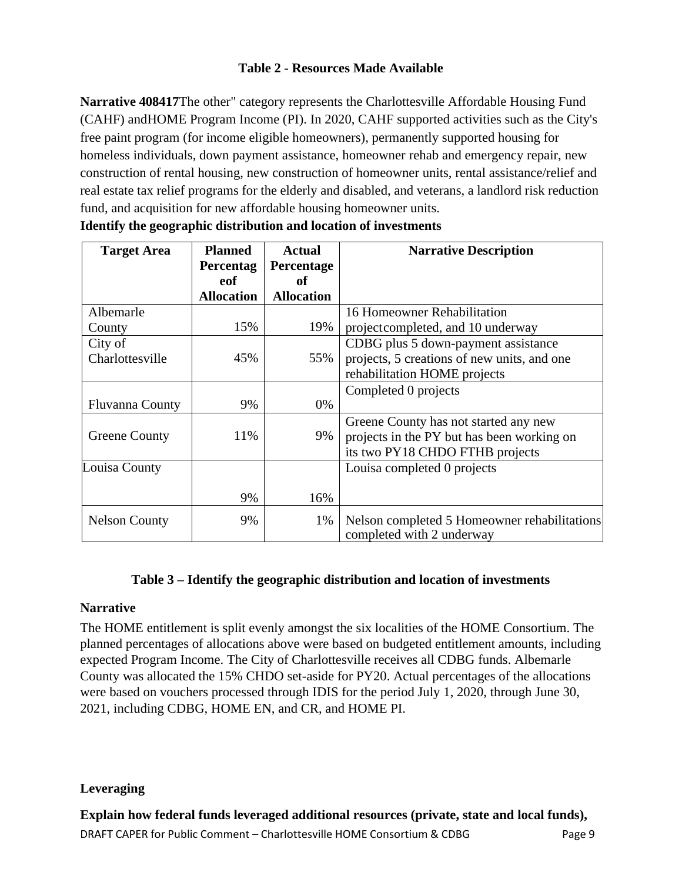**Table 2 - Resources Made Available**

**Narrative 408417**The other" category represents the Charlottesville Affordable Housing Fund (CAHF) andHOME Program Income (PI). In 2020, CAHF supported activities such as the City's free paint program (for income eligible homeowners), permanently supported housing for homeless individuals, down payment assistance, homeowner rehab and emergency repair, new construction of rental housing, new construction of homeowner units, rental assistance/relief and real estate tax relief programs for the elderly and disabled, and veterans, a landlord risk reduction fund, and acquisition for new affordable housing homeowner units.

**Identify the geographic distribution and location of investments**

| Target Area | Planned Percentag eof Allocation | Actual Percentage of Allocation | Narrative Description |
|---|---|---|---|
| Albemarle County | 15% | 19% | 16 Homeowner Rehabilitation projectcompleted, and 10 underway |
| City of Charlottesville | 45% | 55% | CDBG plus 5 down-payment assistance projects, 5 creations of new units, and one rehabilitation HOME projects |
| Fluvanna County | 9% | 0% | Completed 0 projects |
| Greene County | 11% | 9% | Greene County has not started any new projects in the PY but has been working on its two PY18 CHDO FTHB projects |
| Louisa County | 9% | 16% | Louisa completed 0 projects |
| Nelson County | 9% | 1% | Nelson completed 5 Homeowner rehabilitations completed with 2 underway |

**Table 3 – Identify the geographic distribution and location of investments**

**Narrative**

The HOME entitlement is split evenly amongst the six localities of the HOME Consortium. The planned percentages of allocations above were based on budgeted entitlement amounts, including expected Program Income. The City of Charlottesville receives all CDBG funds. Albemarle County was allocated the 15% CHDO set-aside for PY20. Actual percentages of the allocations were based on vouchers processed through IDIS for the period July 1, 2020, through June 30, 2021, including CDBG, HOME EN, and CR, and HOME PI.

**Leveraging**

**Explain how federal funds leveraged additional resources (private, state and local funds),**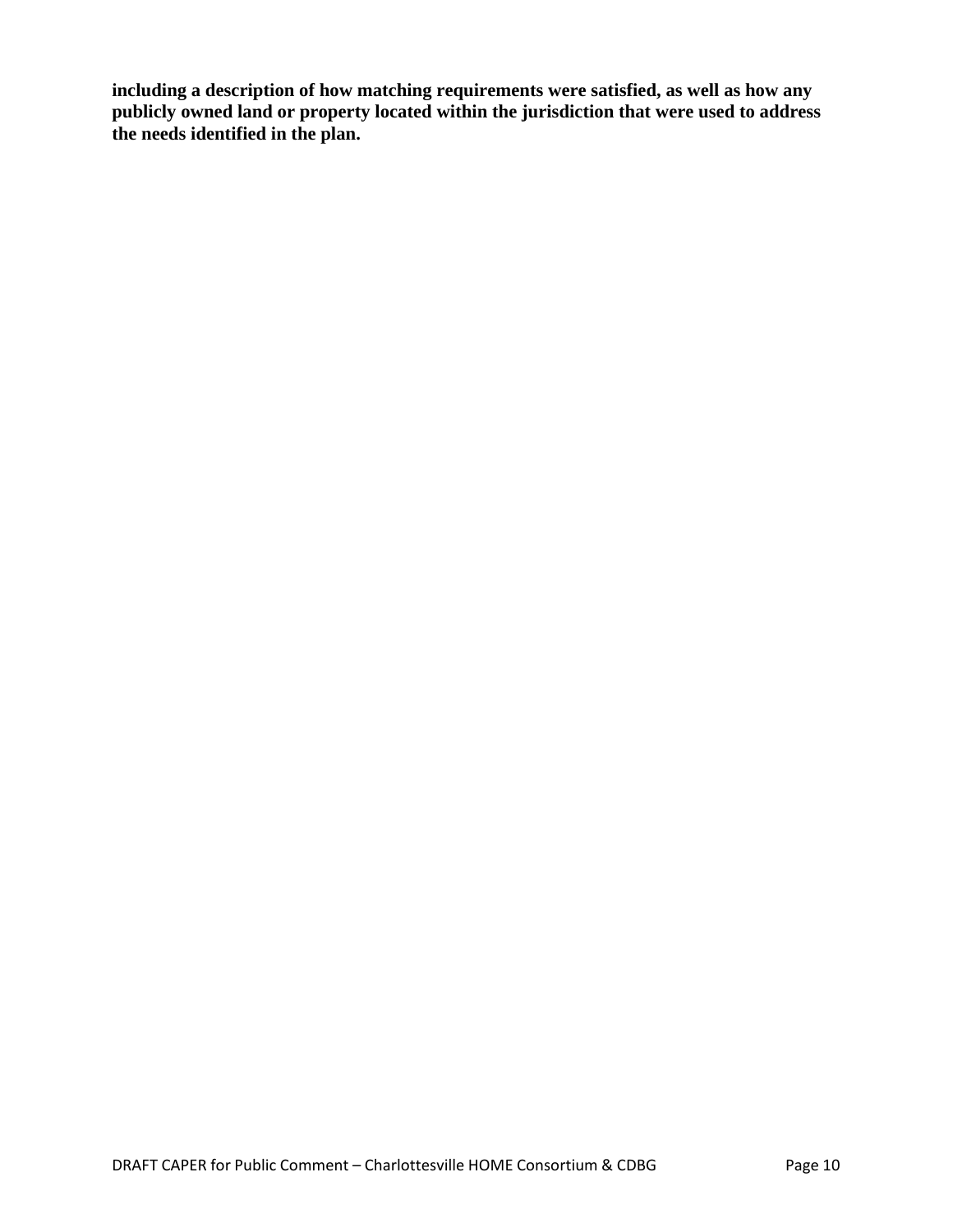**including a description of how matching requirements were satisfied, as well as how any publicly owned land or property located within the jurisdiction that were used to address the needs identified in the plan.**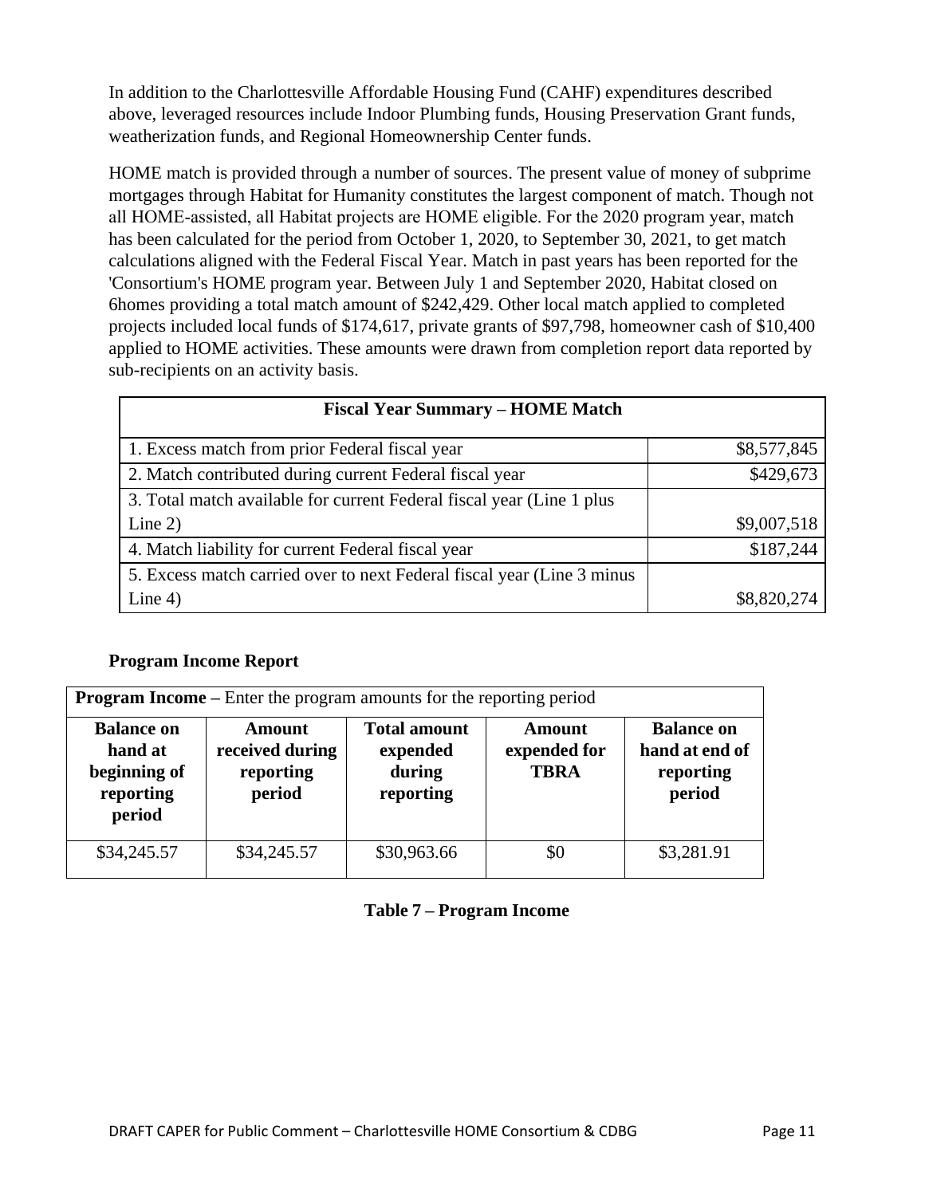In addition to the Charlottesville Affordable Housing Fund (CAHF) expenditures described above, leveraged resources include Indoor Plumbing funds, Housing Preservation Grant funds, weatherization funds, and Regional Homeownership Center funds.

HOME match is provided through a number of sources. The present value of money of subprime mortgages through Habitat for Humanity constitutes the largest component of match. Though not all HOME-assisted, all Habitat projects are HOME eligible. For the 2020 program year, match has been calculated for the period from October 1, 2020, to September 30, 2021, to get match calculations aligned with the Federal Fiscal Year. Match in past years has been reported for the 'Consortium's HOME program year. Between July 1 and September 2020, Habitat closed on 6homes providing a total match amount of $242,429. Other local match applied to completed projects included local funds of $174,617, private grants of $97,798, homeowner cash of $10,400 applied to HOME activities. These amounts were drawn from completion report data reported by sub-recipients on an activity basis.

| **Fiscal Year Summary – HOME Match** | |
|---|---|
| 1. Excess match from prior Federal fiscal year | $8,577,845 |
| 2. Match contributed during current Federal fiscal year | $429,673 |
| 3. Total match available for current Federal fiscal year (Line 1 plus Line 2) | $9,007,518 |
| 4. Match liability for current Federal fiscal year | $187,244 |
| 5. Excess match carried over to next Federal fiscal year (Line 3 minus Line 4) | $8,820,274 |

**Program Income Report**

| **Program Income** – Enter the program amounts for the reporting period | | | | |
|---|---|---|---|---|
| **Balance on hand at beginning of reporting period** | **Amount received during reporting period** | **Total amount expended during reporting** | **Amount expended for TBRA** | **Balance on hand at end of reporting period** |
| $34,245.57 | $34,245.57 | $30,963.66 | $0 | $3,281.91 |

**Table 7 – Program Income**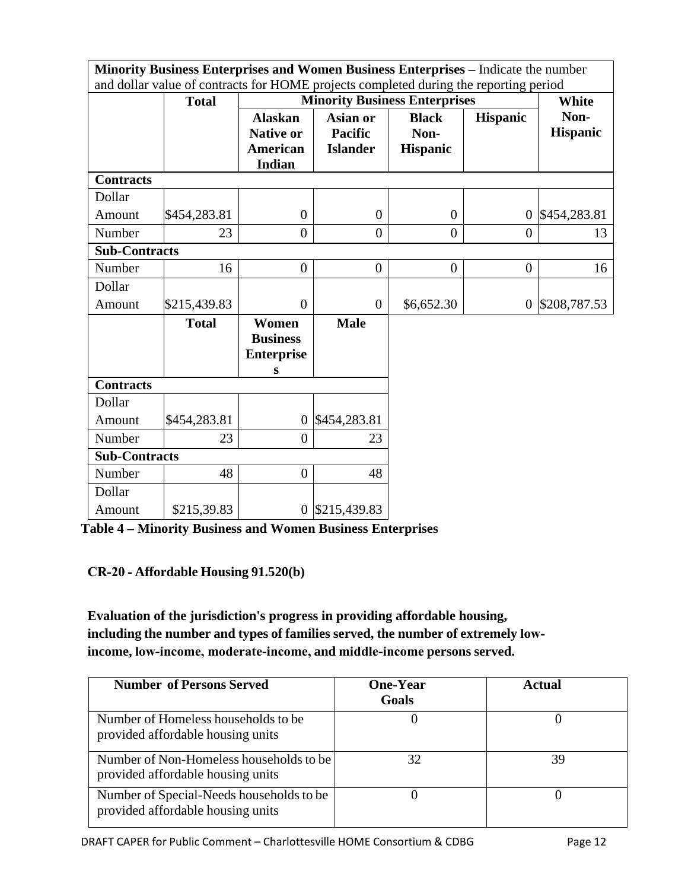**Minority Business Enterprises and Women Business Enterprises** – Indicate the number and dollar value of contracts for HOME projects completed during the reporting period

| | Total | Minority Business Enterprises | | | | White Non-Hispanic |
|---|---|---|---|---|---|---|
| | | Alaskan Native or American Indian | Asian or Pacific Islander | Black Non-Hispanic | Hispanic | |
| **Contracts** | | | | | | |
| Dollar Amount | $454,283.81 | 0 | 0 | 0 | 0 | $454,283.81 |
| Number | 23 | 0 | 0 | 0 | 0 | 13 |
| **Sub-Contracts** | | | | | | |
| Number | 16 | 0 | 0 | 0 | 0 | 16 |
| Dollar Amount | $215,439.83 | 0 | 0 | $6,652.30 | 0 | $208,787.53 |

| | Total | Women Business Enterprises | Male |
|---|---|---|---|
| **Contracts** | | | |
| Dollar Amount | $454,283.81 | 0 | $454,283.81 |
| Number | 23 | 0 | 23 |
| **Sub-Contracts** | | | |
| Number | 48 | 0 | 48 |
| Dollar Amount | $215,39.83 | 0 | $215,439.83 |

**Table 4 – Minority Business and Women Business Enterprises**

## CR-20 - Affordable Housing 91.520(b)

**Evaluation of the jurisdiction's progress in providing affordable housing, including the number and types of families served, the number of extremely low-income, low-income, moderate-income, and middle-income persons served.**

| Number of Persons Served | One-Year Goals | Actual |
|---|---|---|
| Number of Homeless households to be provided affordable housing units | 0 | 0 |
| Number of Non-Homeless households to be provided affordable housing units | 32 | 39 |
| Number of Special-Needs households to be provided affordable housing units | 0 | 0 |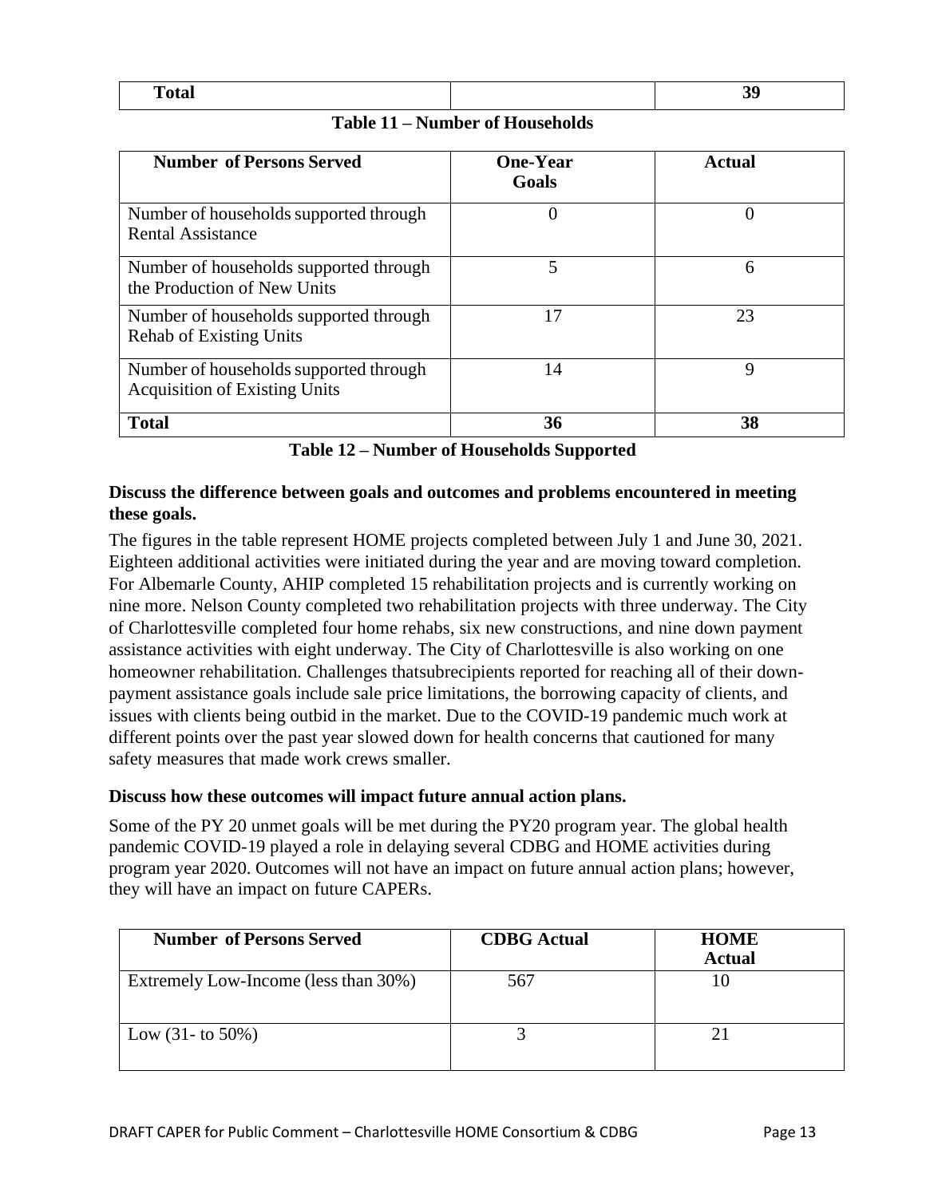| Total | | 39 |
|---|---|---|

**Table 11 – Number of Households**

| Number of Persons Served | One-Year Goals | Actual |
|---|---|---|
| Number of households supported through Rental Assistance | 0 | 0 |
| Number of households supported through the Production of New Units | 5 | 6 |
| Number of households supported through Rehab of Existing Units | 17 | 23 |
| Number of households supported through Acquisition of Existing Units | 14 | 9 |
| **Total** | **36** | **38** |

**Table 12 – Number of Households Supported**

### Discuss the difference between goals and outcomes and problems encountered in meeting these goals.

The figures in the table represent HOME projects completed between July 1 and June 30, 2021. Eighteen additional activities were initiated during the year and are moving toward completion. For Albemarle County, AHIP completed 15 rehabilitation projects and is currently working on nine more. Nelson County completed two rehabilitation projects with three underway. The City of Charlottesville completed four home rehabs, six new constructions, and nine down payment assistance activities with eight underway. The City of Charlottesville is also working on one homeowner rehabilitation. Challenges thatsubrecipients reported for reaching all of their down-payment assistance goals include sale price limitations, the borrowing capacity of clients, and issues with clients being outbid in the market. Due to the COVID-19 pandemic much work at different points over the past year slowed down for health concerns that cautioned for many safety measures that made work crews smaller.

### Discuss how these outcomes will impact future annual action plans.

Some of the PY 20 unmet goals will be met during the PY20 program year. The global health pandemic COVID-19 played a role in delaying several CDBG and HOME activities during program year 2020. Outcomes will not have an impact on future annual action plans; however, they will have an impact on future CAPERs.

| Number of Persons Served | CDBG Actual | HOME Actual |
|---|---|---|
| Extremely Low-Income (less than 30%) | 567 | 10 |
| Low (31- to 50%) | 3 | 21 |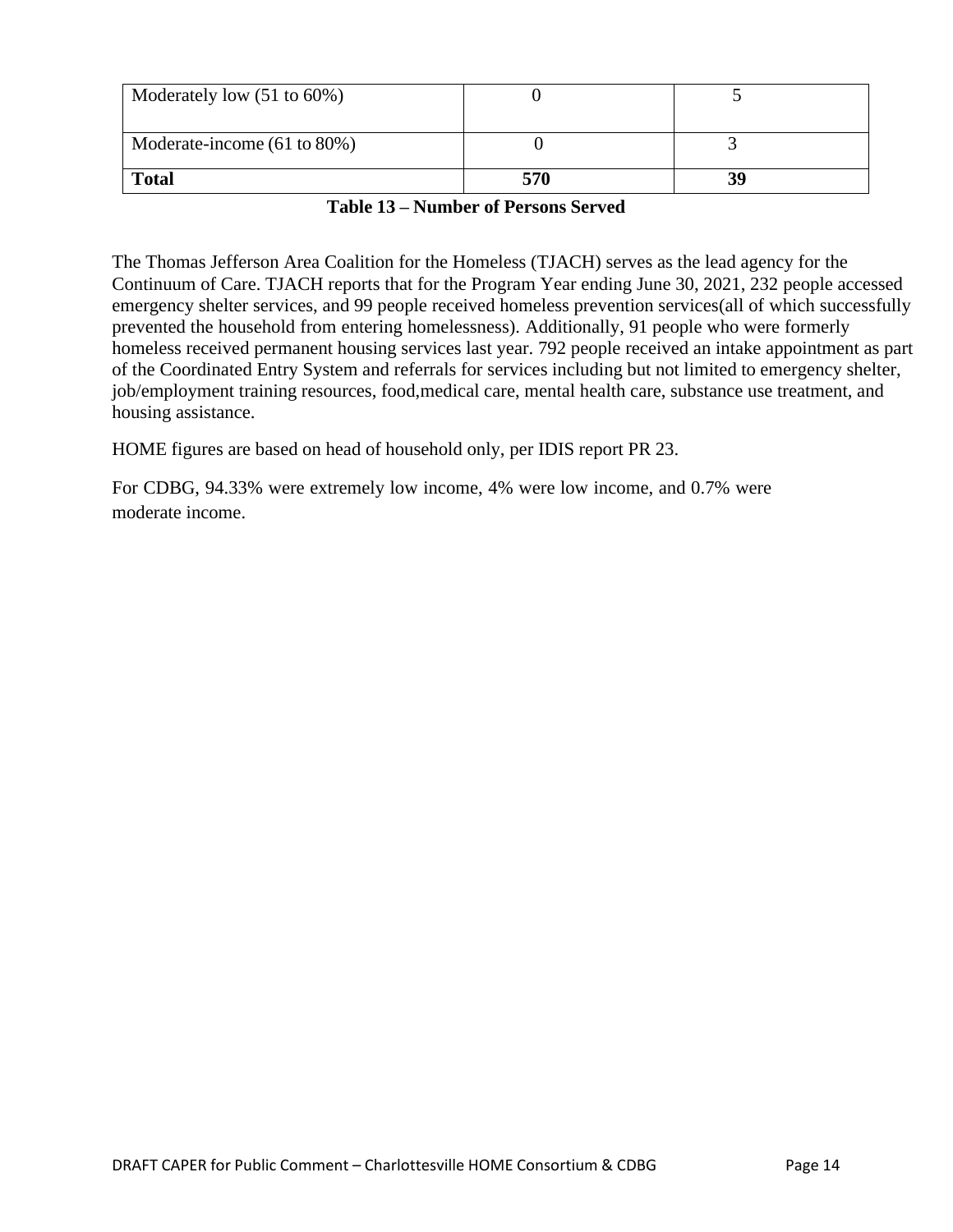| Moderately low (51 to 60%) | 0 | 5 |
|---|---|---|
| Moderate-income (61 to 80%) | 0 | 3 |
| **Total** | **570** | **39** |

**Table 13 – Number of Persons Served**

The Thomas Jefferson Area Coalition for the Homeless (TJACH) serves as the lead agency for the Continuum of Care. TJACH reports that for the Program Year ending June 30, 2021, 232 people accessed emergency shelter services, and 99 people received homeless prevention services(all of which successfully prevented the household from entering homelessness). Additionally, 91 people who were formerly homeless received permanent housing services last year. 792 people received an intake appointment as part of the Coordinated Entry System and referrals for services including but not limited to emergency shelter, job/employment training resources, food,medical care, mental health care, substance use treatment, and housing assistance.

HOME figures are based on head of household only, per IDIS report PR 23.

For CDBG, 94.33% were extremely low income, 4% were low income, and 0.7% were moderate income.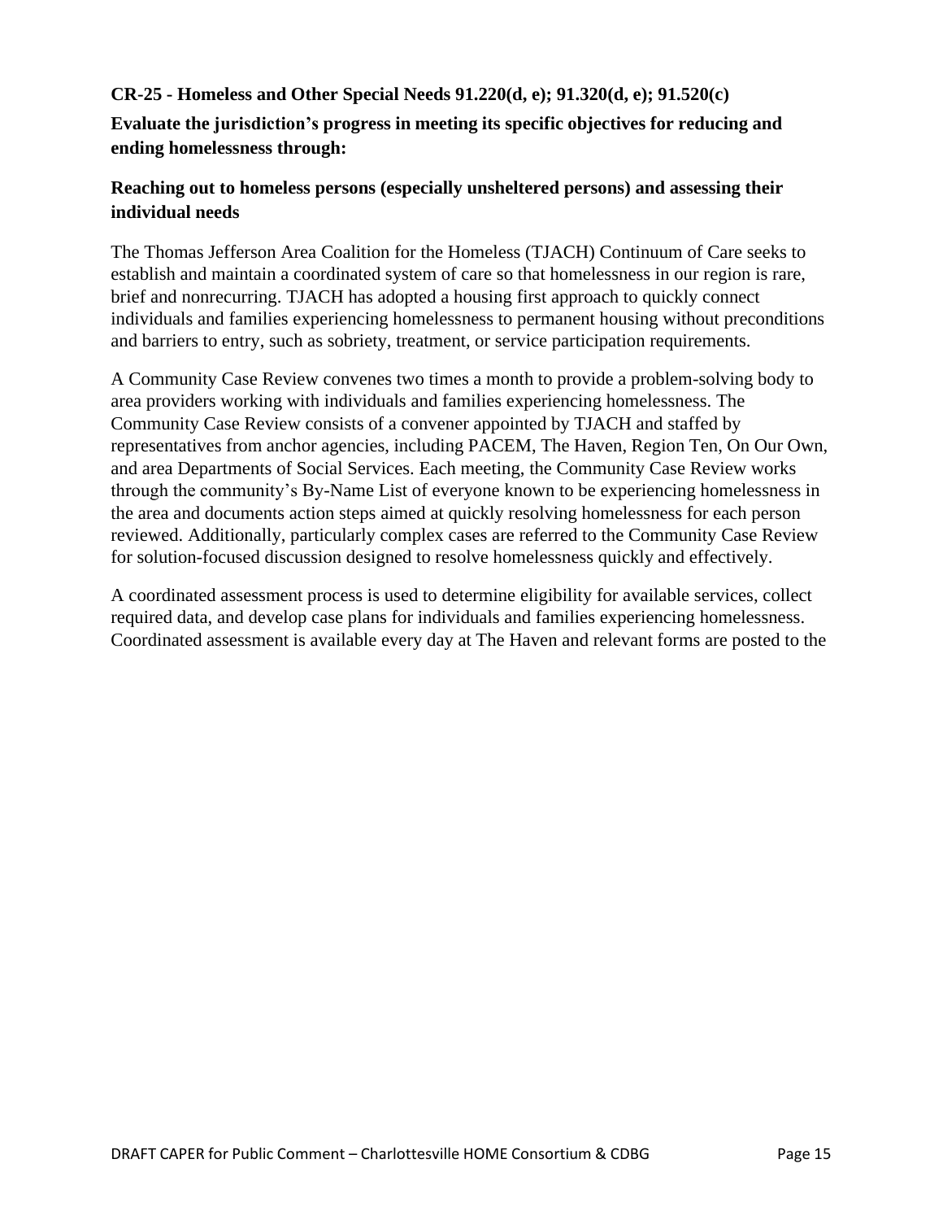## CR-25 - Homeless and Other Special Needs 91.220(d, e); 91.320(d, e); 91.520(c)

### Evaluate the jurisdiction's progress in meeting its specific objectives for reducing and ending homelessness through:

### Reaching out to homeless persons (especially unsheltered persons) and assessing their individual needs

The Thomas Jefferson Area Coalition for the Homeless (TJACH) Continuum of Care seeks to establish and maintain a coordinated system of care so that homelessness in our region is rare, brief and nonrecurring. TJACH has adopted a housing first approach to quickly connect individuals and families experiencing homelessness to permanent housing without preconditions and barriers to entry, such as sobriety, treatment, or service participation requirements.

A Community Case Review convenes two times a month to provide a problem-solving body to area providers working with individuals and families experiencing homelessness. The Community Case Review consists of a convener appointed by TJACH and staffed by representatives from anchor agencies, including PACEM, The Haven, Region Ten, On Our Own, and area Departments of Social Services. Each meeting, the Community Case Review works through the community's By-Name List of everyone known to be experiencing homelessness in the area and documents action steps aimed at quickly resolving homelessness for each person reviewed. Additionally, particularly complex cases are referred to the Community Case Review for solution-focused discussion designed to resolve homelessness quickly and effectively.

A coordinated assessment process is used to determine eligibility for available services, collect required data, and develop case plans for individuals and families experiencing homelessness. Coordinated assessment is available every day at The Haven and relevant forms are posted to the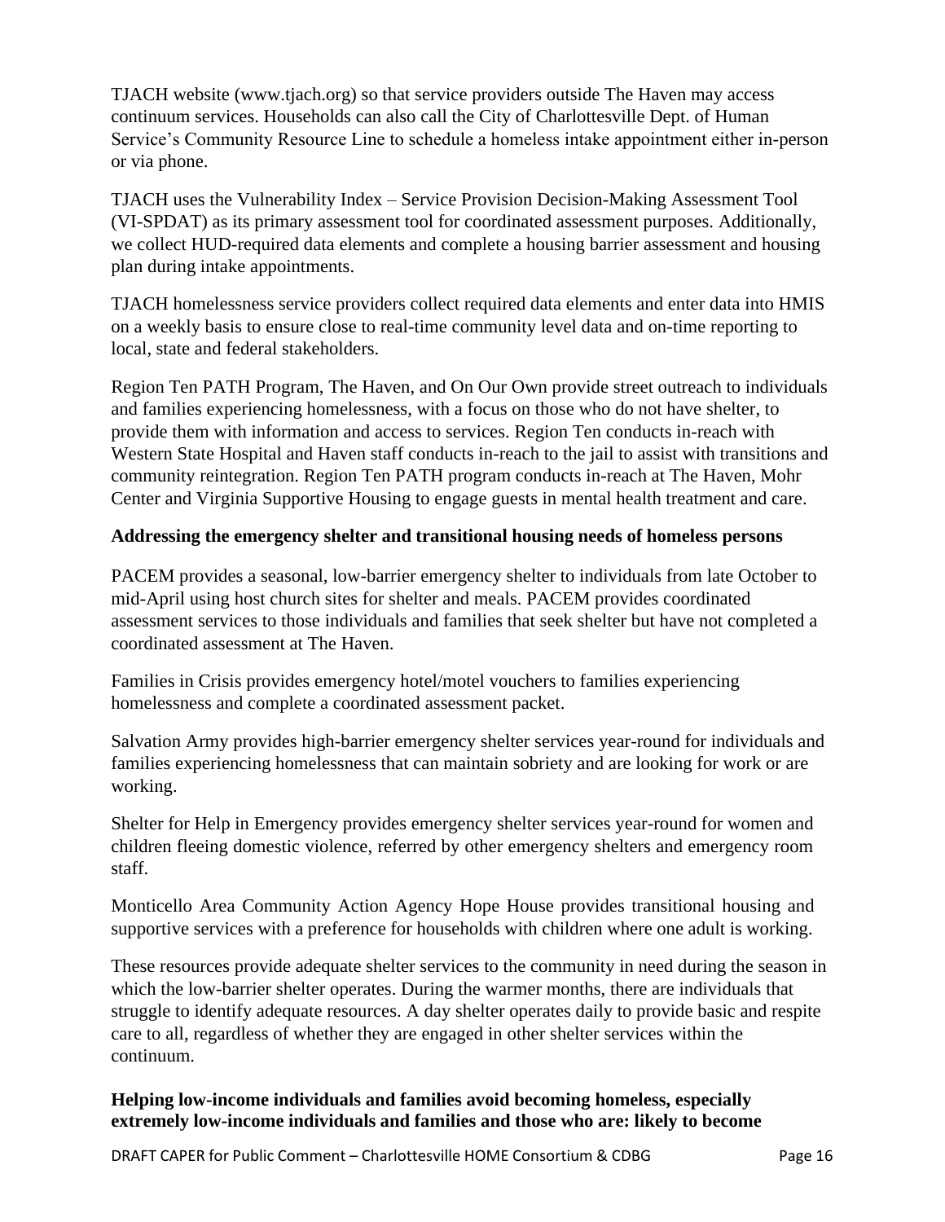TJACH website (www.tjach.org) so that service providers outside The Haven may access continuum services. Households can also call the City of Charlottesville Dept. of Human Service's Community Resource Line to schedule a homeless intake appointment either in-person or via phone.

TJACH uses the Vulnerability Index – Service Provision Decision-Making Assessment Tool (VI-SPDAT) as its primary assessment tool for coordinated assessment purposes. Additionally, we collect HUD-required data elements and complete a housing barrier assessment and housing plan during intake appointments.

TJACH homelessness service providers collect required data elements and enter data into HMIS on a weekly basis to ensure close to real-time community level data and on-time reporting to local, state and federal stakeholders.

Region Ten PATH Program, The Haven, and On Our Own provide street outreach to individuals and families experiencing homelessness, with a focus on those who do not have shelter, to provide them with information and access to services. Region Ten conducts in-reach with Western State Hospital and Haven staff conducts in-reach to the jail to assist with transitions and community reintegration. Region Ten PATH program conducts in-reach at The Haven, Mohr Center and Virginia Supportive Housing to engage guests in mental health treatment and care.

**Addressing the emergency shelter and transitional housing needs of homeless persons**

PACEM provides a seasonal, low-barrier emergency shelter to individuals from late October to mid-April using host church sites for shelter and meals. PACEM provides coordinated assessment services to those individuals and families that seek shelter but have not completed a coordinated assessment at The Haven.

Families in Crisis provides emergency hotel/motel vouchers to families experiencing homelessness and complete a coordinated assessment packet.

Salvation Army provides high-barrier emergency shelter services year-round for individuals and families experiencing homelessness that can maintain sobriety and are looking for work or are working.

Shelter for Help in Emergency provides emergency shelter services year-round for women and children fleeing domestic violence, referred by other emergency shelters and emergency room staff.

Monticello Area Community Action Agency Hope House provides transitional housing and supportive services with a preference for households with children where one adult is working.

These resources provide adequate shelter services to the community in need during the season in which the low-barrier shelter operates. During the warmer months, there are individuals that struggle to identify adequate resources. A day shelter operates daily to provide basic and respite care to all, regardless of whether they are engaged in other shelter services within the continuum.

**Helping low-income individuals and families avoid becoming homeless, especially extremely low-income individuals and families and those who are: likely to become**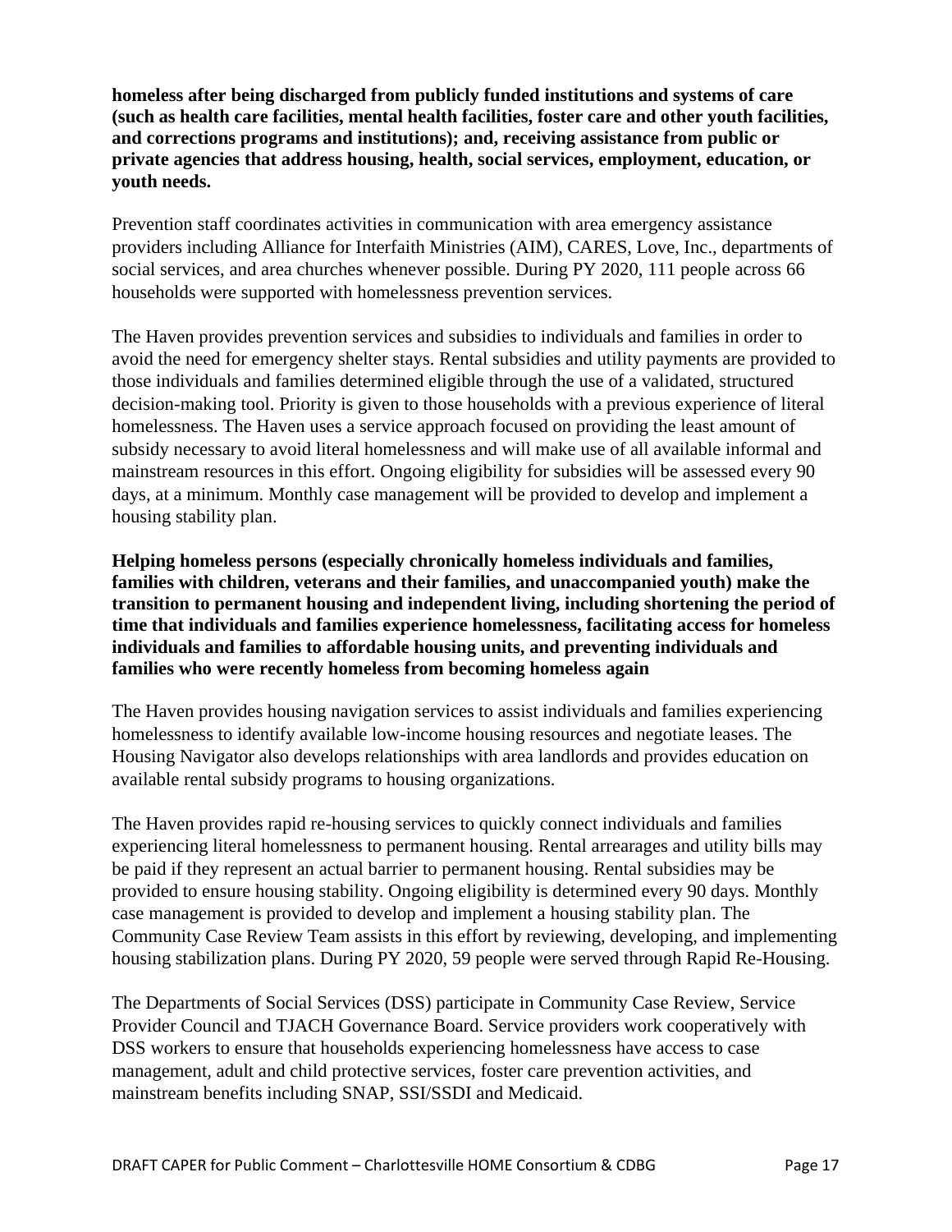**homeless after being discharged from publicly funded institutions and systems of care (such as health care facilities, mental health facilities, foster care and other youth facilities, and corrections programs and institutions); and, receiving assistance from public or private agencies that address housing, health, social services, employment, education, or youth needs.**

Prevention staff coordinates activities in communication with area emergency assistance providers including Alliance for Interfaith Ministries (AIM), CARES, Love, Inc., departments of social services, and area churches whenever possible. During PY 2020, 111 people across 66 households were supported with homelessness prevention services.

The Haven provides prevention services and subsidies to individuals and families in order to avoid the need for emergency shelter stays. Rental subsidies and utility payments are provided to those individuals and families determined eligible through the use of a validated, structured decision-making tool. Priority is given to those households with a previous experience of literal homelessness. The Haven uses a service approach focused on providing the least amount of subsidy necessary to avoid literal homelessness and will make use of all available informal and mainstream resources in this effort. Ongoing eligibility for subsidies will be assessed every 90 days, at a minimum. Monthly case management will be provided to develop and implement a housing stability plan.

**Helping homeless persons (especially chronically homeless individuals and families, families with children, veterans and their families, and unaccompanied youth) make the transition to permanent housing and independent living, including shortening the period of time that individuals and families experience homelessness, facilitating access for homeless individuals and families to affordable housing units, and preventing individuals and families who were recently homeless from becoming homeless again**

The Haven provides housing navigation services to assist individuals and families experiencing homelessness to identify available low-income housing resources and negotiate leases. The Housing Navigator also develops relationships with area landlords and provides education on available rental subsidy programs to housing organizations.

The Haven provides rapid re-housing services to quickly connect individuals and families experiencing literal homelessness to permanent housing. Rental arrearages and utility bills may be paid if they represent an actual barrier to permanent housing. Rental subsidies may be provided to ensure housing stability. Ongoing eligibility is determined every 90 days. Monthly case management is provided to develop and implement a housing stability plan. The Community Case Review Team assists in this effort by reviewing, developing, and implementing housing stabilization plans. During PY 2020, 59 people were served through Rapid Re-Housing.

The Departments of Social Services (DSS) participate in Community Case Review, Service Provider Council and TJACH Governance Board. Service providers work cooperatively with DSS workers to ensure that households experiencing homelessness have access to case management, adult and child protective services, foster care prevention activities, and mainstream benefits including SNAP, SSI/SSDI and Medicaid.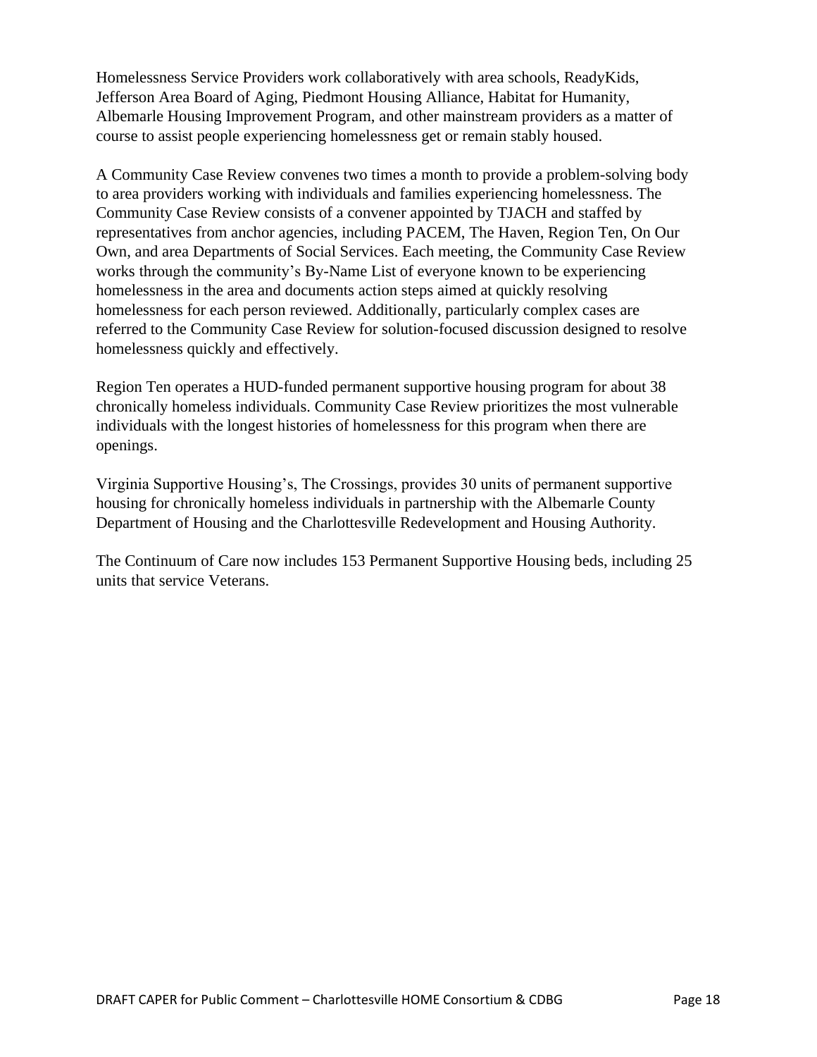Homelessness Service Providers work collaboratively with area schools, ReadyKids, Jefferson Area Board of Aging, Piedmont Housing Alliance, Habitat for Humanity, Albemarle Housing Improvement Program, and other mainstream providers as a matter of course to assist people experiencing homelessness get or remain stably housed.

A Community Case Review convenes two times a month to provide a problem-solving body to area providers working with individuals and families experiencing homelessness. The Community Case Review consists of a convener appointed by TJACH and staffed by representatives from anchor agencies, including PACEM, The Haven, Region Ten, On Our Own, and area Departments of Social Services. Each meeting, the Community Case Review works through the community's By-Name List of everyone known to be experiencing homelessness in the area and documents action steps aimed at quickly resolving homelessness for each person reviewed. Additionally, particularly complex cases are referred to the Community Case Review for solution-focused discussion designed to resolve homelessness quickly and effectively.

Region Ten operates a HUD-funded permanent supportive housing program for about 38 chronically homeless individuals. Community Case Review prioritizes the most vulnerable individuals with the longest histories of homelessness for this program when there are openings.

Virginia Supportive Housing's, The Crossings, provides 30 units of permanent supportive housing for chronically homeless individuals in partnership with the Albemarle County Department of Housing and the Charlottesville Redevelopment and Housing Authority.

The Continuum of Care now includes 153 Permanent Supportive Housing beds, including 25 units that service Veterans.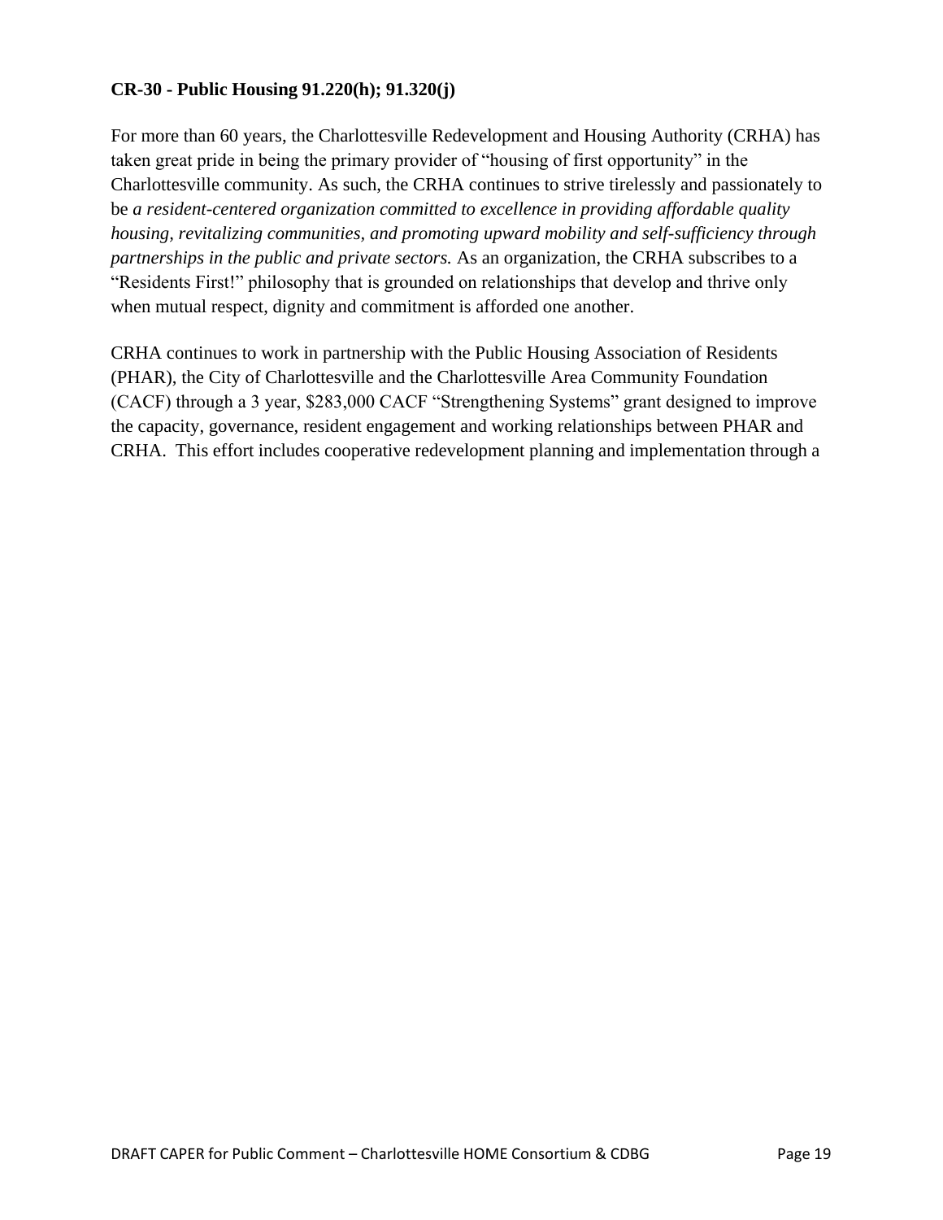**CR-30 - Public Housing 91.220(h); 91.320(j)**

For more than 60 years, the Charlottesville Redevelopment and Housing Authority (CRHA) has taken great pride in being the primary provider of "housing of first opportunity" in the Charlottesville community. As such, the CRHA continues to strive tirelessly and passionately to be *a resident-centered organization committed to excellence in providing affordable quality housing, revitalizing communities, and promoting upward mobility and self-sufficiency through partnerships in the public and private sectors.* As an organization, the CRHA subscribes to a "Residents First!" philosophy that is grounded on relationships that develop and thrive only when mutual respect, dignity and commitment is afforded one another.

CRHA continues to work in partnership with the Public Housing Association of Residents (PHAR), the City of Charlottesville and the Charlottesville Area Community Foundation (CACF) through a 3 year, $283,000 CACF "Strengthening Systems" grant designed to improve the capacity, governance, resident engagement and working relationships between PHAR and CRHA. This effort includes cooperative redevelopment planning and implementation through a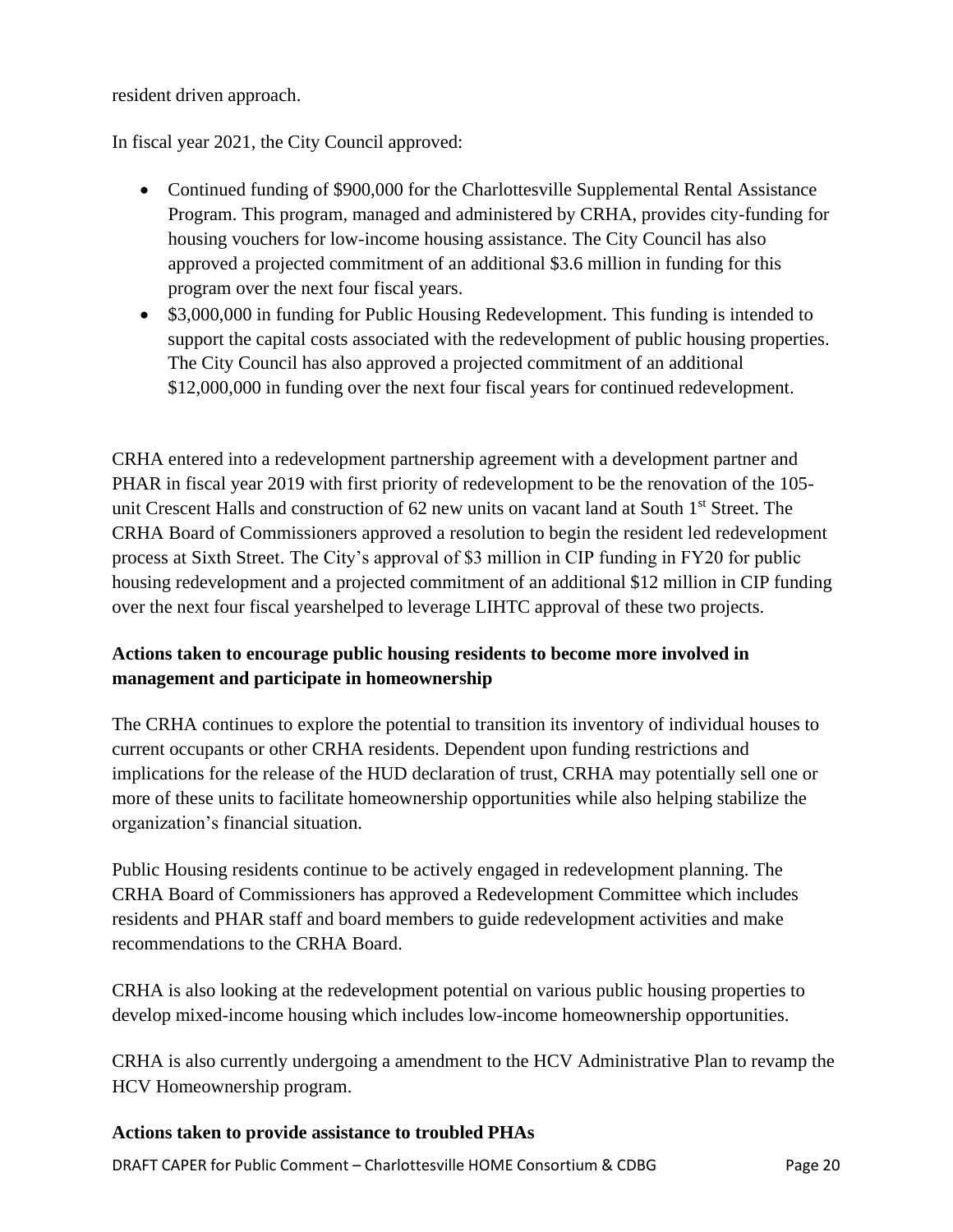resident driven approach.

In fiscal year 2021, the City Council approved:

- Continued funding of $900,000 for the Charlottesville Supplemental Rental Assistance Program. This program, managed and administered by CRHA, provides city-funding for housing vouchers for low-income housing assistance. The City Council has also approved a projected commitment of an additional $3.6 million in funding for this program over the next four fiscal years.
- $3,000,000 in funding for Public Housing Redevelopment. This funding is intended to support the capital costs associated with the redevelopment of public housing properties. The City Council has also approved a projected commitment of an additional $12,000,000 in funding over the next four fiscal years for continued redevelopment.

CRHA entered into a redevelopment partnership agreement with a development partner and PHAR in fiscal year 2019 with first priority of redevelopment to be the renovation of the 105-unit Crescent Halls and construction of 62 new units on vacant land at South 1st Street. The CRHA Board of Commissioners approved a resolution to begin the resident led redevelopment process at Sixth Street. The City's approval of $3 million in CIP funding in FY20 for public housing redevelopment and a projected commitment of an additional $12 million in CIP funding over the next four fiscal yearshelped to leverage LIHTC approval of these two projects.

**Actions taken to encourage public housing residents to become more involved in management and participate in homeownership**

The CRHA continues to explore the potential to transition its inventory of individual houses to current occupants or other CRHA residents. Dependent upon funding restrictions and implications for the release of the HUD declaration of trust, CRHA may potentially sell one or more of these units to facilitate homeownership opportunities while also helping stabilize the organization's financial situation.

Public Housing residents continue to be actively engaged in redevelopment planning. The CRHA Board of Commissioners has approved a Redevelopment Committee which includes residents and PHAR staff and board members to guide redevelopment activities and make recommendations to the CRHA Board.

CRHA is also looking at the redevelopment potential on various public housing properties to develop mixed-income housing which includes low-income homeownership opportunities.

CRHA is also currently undergoing a amendment to the HCV Administrative Plan to revamp the HCV Homeownership program.

**Actions taken to provide assistance to troubled PHAs**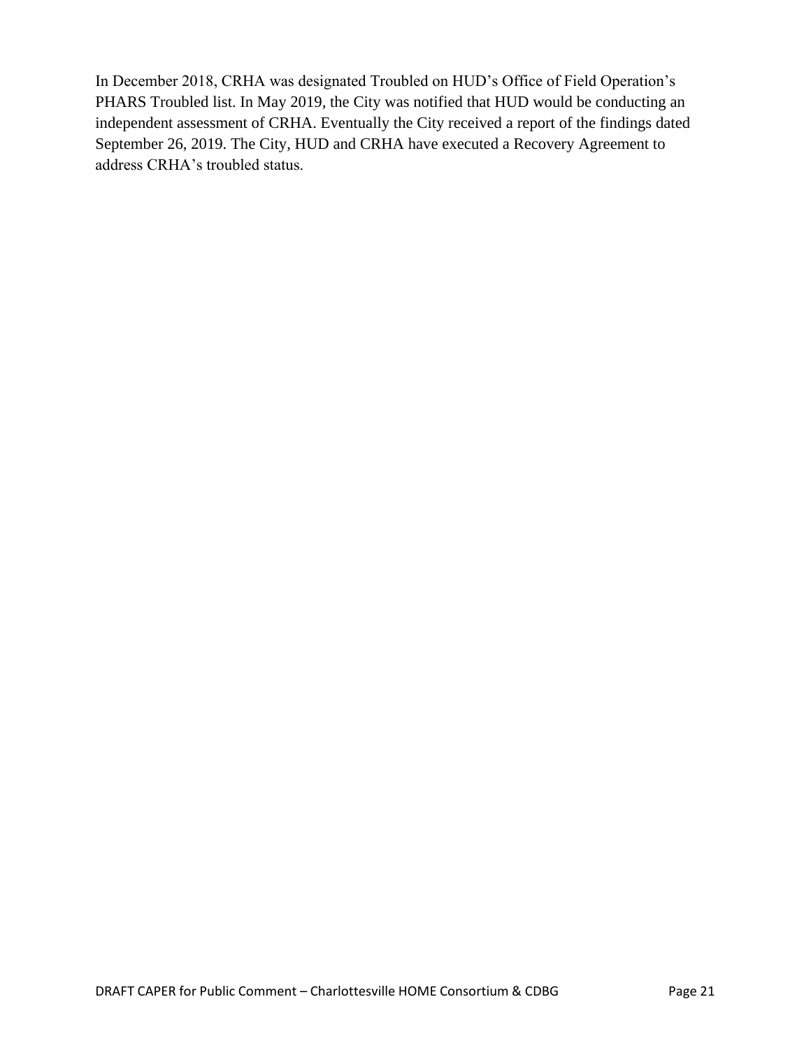In December 2018, CRHA was designated Troubled on HUD's Office of Field Operation's PHARS Troubled list. In May 2019, the City was notified that HUD would be conducting an independent assessment of CRHA. Eventually the City received a report of the findings dated September 26, 2019. The City, HUD and CRHA have executed a Recovery Agreement to address CRHA's troubled status.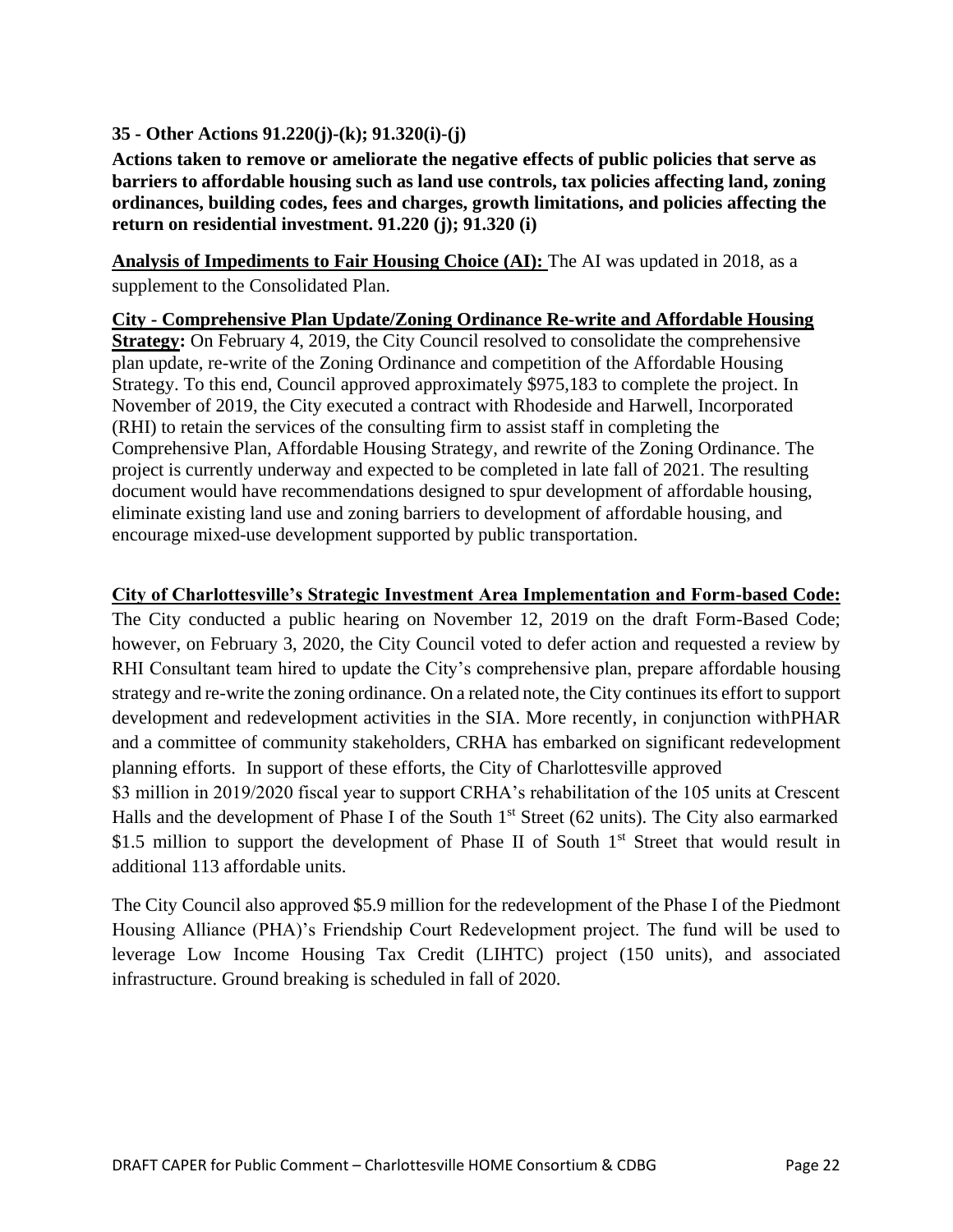**35 - Other Actions 91.220(j)-(k); 91.320(i)-(j)**

**Actions taken to remove or ameliorate the negative effects of public policies that serve as barriers to affordable housing such as land use controls, tax policies affecting land, zoning ordinances, building codes, fees and charges, growth limitations, and policies affecting the return on residential investment. 91.220 (j); 91.320 (i)**

**Analysis of Impediments to Fair Housing Choice (AI):** The AI was updated in 2018, as a supplement to the Consolidated Plan.

**City - Comprehensive Plan Update/Zoning Ordinance Re-write and Affordable Housing Strategy:** On February 4, 2019, the City Council resolved to consolidate the comprehensive plan update, re-write of the Zoning Ordinance and competition of the Affordable Housing Strategy. To this end, Council approved approximately $975,183 to complete the project. In November of 2019, the City executed a contract with Rhodeside and Harwell, Incorporated (RHI) to retain the services of the consulting firm to assist staff in completing the Comprehensive Plan, Affordable Housing Strategy, and rewrite of the Zoning Ordinance. The project is currently underway and expected to be completed in late fall of 2021. The resulting document would have recommendations designed to spur development of affordable housing, eliminate existing land use and zoning barriers to development of affordable housing, and encourage mixed-use development supported by public transportation.

**City of Charlottesville's Strategic Investment Area Implementation and Form-based Code:** The City conducted a public hearing on November 12, 2019 on the draft Form-Based Code; however, on February 3, 2020, the City Council voted to defer action and requested a review by RHI Consultant team hired to update the City's comprehensive plan, prepare affordable housing strategy and re-write the zoning ordinance. On a related note, the City continues its effort to support development and redevelopment activities in the SIA. More recently, in conjunction withPHAR and a committee of community stakeholders, CRHA has embarked on significant redevelopment planning efforts. In support of these efforts, the City of Charlottesville approved $3 million in 2019/2020 fiscal year to support CRHA's rehabilitation of the 105 units at Crescent Halls and the development of Phase I of the South 1st Street (62 units). The City also earmarked $1.5 million to support the development of Phase II of South 1st Street that would result in additional 113 affordable units.

The City Council also approved $5.9 million for the redevelopment of the Phase I of the Piedmont Housing Alliance (PHA)'s Friendship Court Redevelopment project. The fund will be used to leverage Low Income Housing Tax Credit (LIHTC) project (150 units), and associated infrastructure. Ground breaking is scheduled in fall of 2020.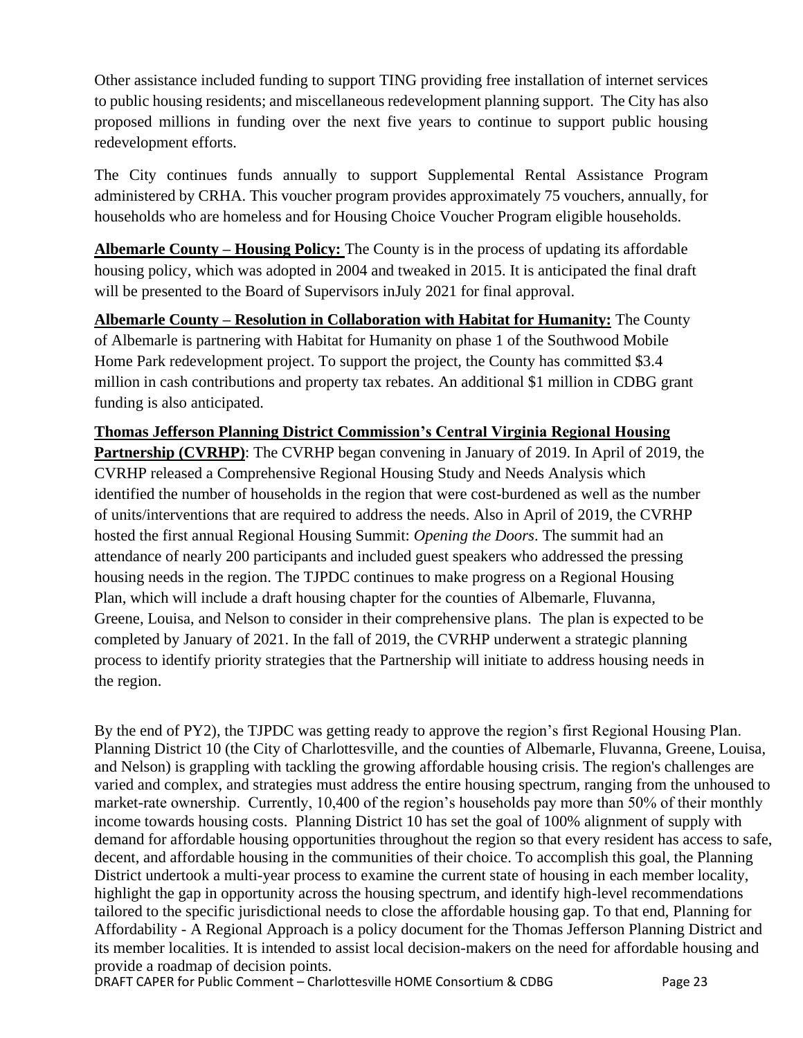Other assistance included funding to support TING providing free installation of internet services to public housing residents; and miscellaneous redevelopment planning support. The City has also proposed millions in funding over the next five years to continue to support public housing redevelopment efforts.

The City continues funds annually to support Supplemental Rental Assistance Program administered by CRHA. This voucher program provides approximately 75 vouchers, annually, for households who are homeless and for Housing Choice Voucher Program eligible households.

**Albemarle County – Housing Policy:** The County is in the process of updating its affordable housing policy, which was adopted in 2004 and tweaked in 2015. It is anticipated the final draft will be presented to the Board of Supervisors inJuly 2021 for final approval.

**Albemarle County – Resolution in Collaboration with Habitat for Humanity:** The County of Albemarle is partnering with Habitat for Humanity on phase 1 of the Southwood Mobile Home Park redevelopment project. To support the project, the County has committed $3.4 million in cash contributions and property tax rebates. An additional $1 million in CDBG grant funding is also anticipated.

**Thomas Jefferson Planning District Commission's Central Virginia Regional Housing Partnership (CVRHP)**: The CVRHP began convening in January of 2019. In April of 2019, the CVRHP released a Comprehensive Regional Housing Study and Needs Analysis which identified the number of households in the region that were cost-burdened as well as the number of units/interventions that are required to address the needs. Also in April of 2019, the CVRHP hosted the first annual Regional Housing Summit: *Opening the Doors*. The summit had an attendance of nearly 200 participants and included guest speakers who addressed the pressing housing needs in the region. The TJPDC continues to make progress on a Regional Housing Plan, which will include a draft housing chapter for the counties of Albemarle, Fluvanna, Greene, Louisa, and Nelson to consider in their comprehensive plans. The plan is expected to be completed by January of 2021. In the fall of 2019, the CVRHP underwent a strategic planning process to identify priority strategies that the Partnership will initiate to address housing needs in the region.

By the end of PY2), the TJPDC was getting ready to approve the region's first Regional Housing Plan. Planning District 10 (the City of Charlottesville, and the counties of Albemarle, Fluvanna, Greene, Louisa, and Nelson) is grappling with tackling the growing affordable housing crisis. The region's challenges are varied and complex, and strategies must address the entire housing spectrum, ranging from the unhoused to market-rate ownership. Currently, 10,400 of the region's households pay more than 50% of their monthly income towards housing costs. Planning District 10 has set the goal of 100% alignment of supply with demand for affordable housing opportunities throughout the region so that every resident has access to safe, decent, and affordable housing in the communities of their choice. To accomplish this goal, the Planning District undertook a multi-year process to examine the current state of housing in each member locality, highlight the gap in opportunity across the housing spectrum, and identify high-level recommendations tailored to the specific jurisdictional needs to close the affordable housing gap. To that end, Planning for Affordability - A Regional Approach is a policy document for the Thomas Jefferson Planning District and its member localities. It is intended to assist local decision-makers on the need for affordable housing and provide a roadmap of decision points.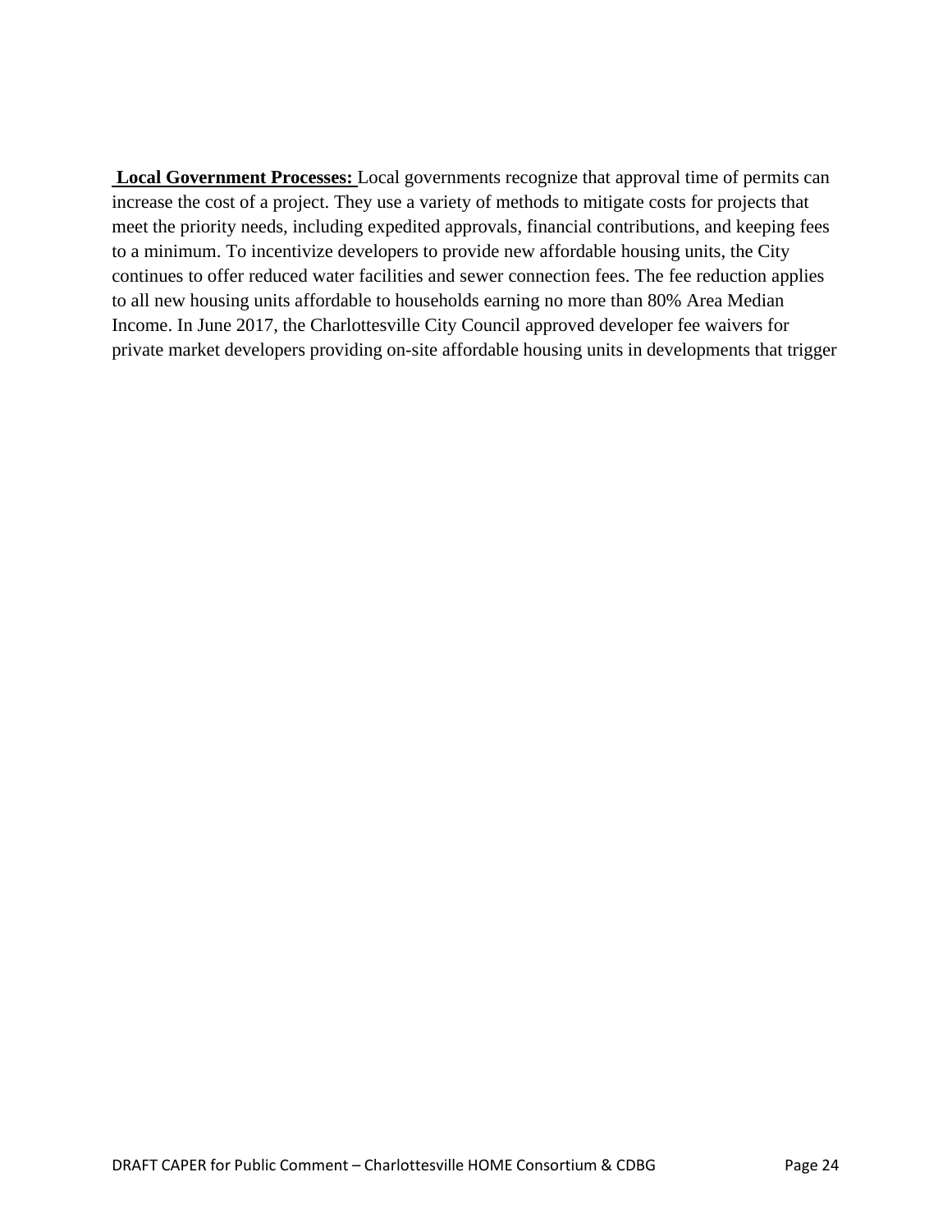**Local Government Processes:** Local governments recognize that approval time of permits can increase the cost of a project. They use a variety of methods to mitigate costs for projects that meet the priority needs, including expedited approvals, financial contributions, and keeping fees to a minimum. To incentivize developers to provide new affordable housing units, the City continues to offer reduced water facilities and sewer connection fees. The fee reduction applies to all new housing units affordable to households earning no more than 80% Area Median Income. In June 2017, the Charlottesville City Council approved developer fee waivers for private market developers providing on-site affordable housing units in developments that trigger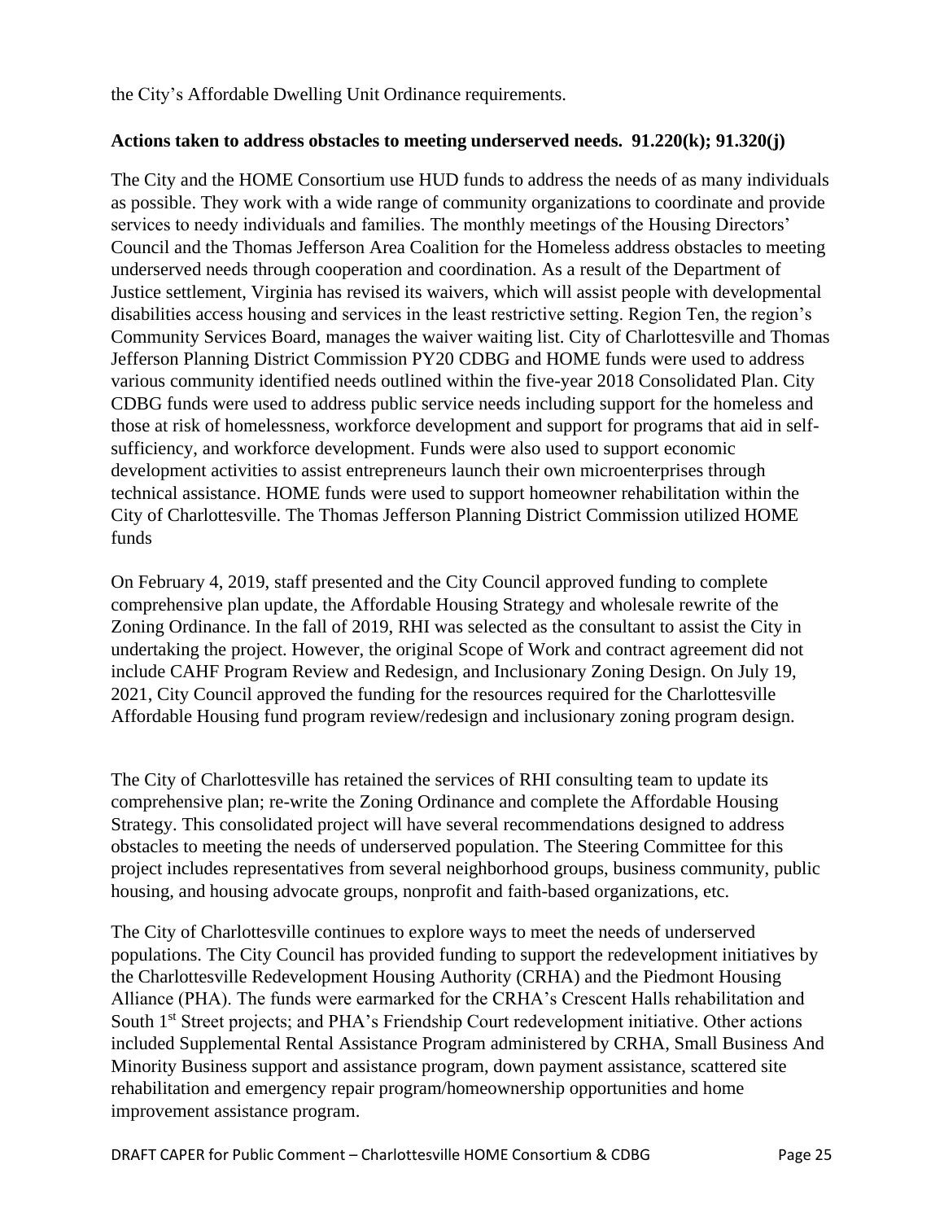the City's Affordable Dwelling Unit Ordinance requirements.

**Actions taken to address obstacles to meeting underserved needs. 91.220(k); 91.320(j)**

The City and the HOME Consortium use HUD funds to address the needs of as many individuals as possible. They work with a wide range of community organizations to coordinate and provide services to needy individuals and families. The monthly meetings of the Housing Directors' Council and the Thomas Jefferson Area Coalition for the Homeless address obstacles to meeting underserved needs through cooperation and coordination. As a result of the Department of Justice settlement, Virginia has revised its waivers, which will assist people with developmental disabilities access housing and services in the least restrictive setting. Region Ten, the region's Community Services Board, manages the waiver waiting list. City of Charlottesville and Thomas Jefferson Planning District Commission PY20 CDBG and HOME funds were used to address various community identified needs outlined within the five-year 2018 Consolidated Plan. City CDBG funds were used to address public service needs including support for the homeless and those at risk of homelessness, workforce development and support for programs that aid in self-sufficiency, and workforce development. Funds were also used to support economic development activities to assist entrepreneurs launch their own microenterprises through technical assistance. HOME funds were used to support homeowner rehabilitation within the City of Charlottesville. The Thomas Jefferson Planning District Commission utilized HOME funds

On February 4, 2019, staff presented and the City Council approved funding to complete comprehensive plan update, the Affordable Housing Strategy and wholesale rewrite of the Zoning Ordinance. In the fall of 2019, RHI was selected as the consultant to assist the City in undertaking the project. However, the original Scope of Work and contract agreement did not include CAHF Program Review and Redesign, and Inclusionary Zoning Design. On July 19, 2021, City Council approved the funding for the resources required for the Charlottesville Affordable Housing fund program review/redesign and inclusionary zoning program design.

The City of Charlottesville has retained the services of RHI consulting team to update its comprehensive plan; re-write the Zoning Ordinance and complete the Affordable Housing Strategy. This consolidated project will have several recommendations designed to address obstacles to meeting the needs of underserved population. The Steering Committee for this project includes representatives from several neighborhood groups, business community, public housing, and housing advocate groups, nonprofit and faith-based organizations, etc.

The City of Charlottesville continues to explore ways to meet the needs of underserved populations. The City Council has provided funding to support the redevelopment initiatives by the Charlottesville Redevelopment Housing Authority (CRHA) and the Piedmont Housing Alliance (PHA). The funds were earmarked for the CRHA's Crescent Halls rehabilitation and South 1st Street projects; and PHA's Friendship Court redevelopment initiative. Other actions included Supplemental Rental Assistance Program administered by CRHA, Small Business And Minority Business support and assistance program, down payment assistance, scattered site rehabilitation and emergency repair program/homeownership opportunities and home improvement assistance program.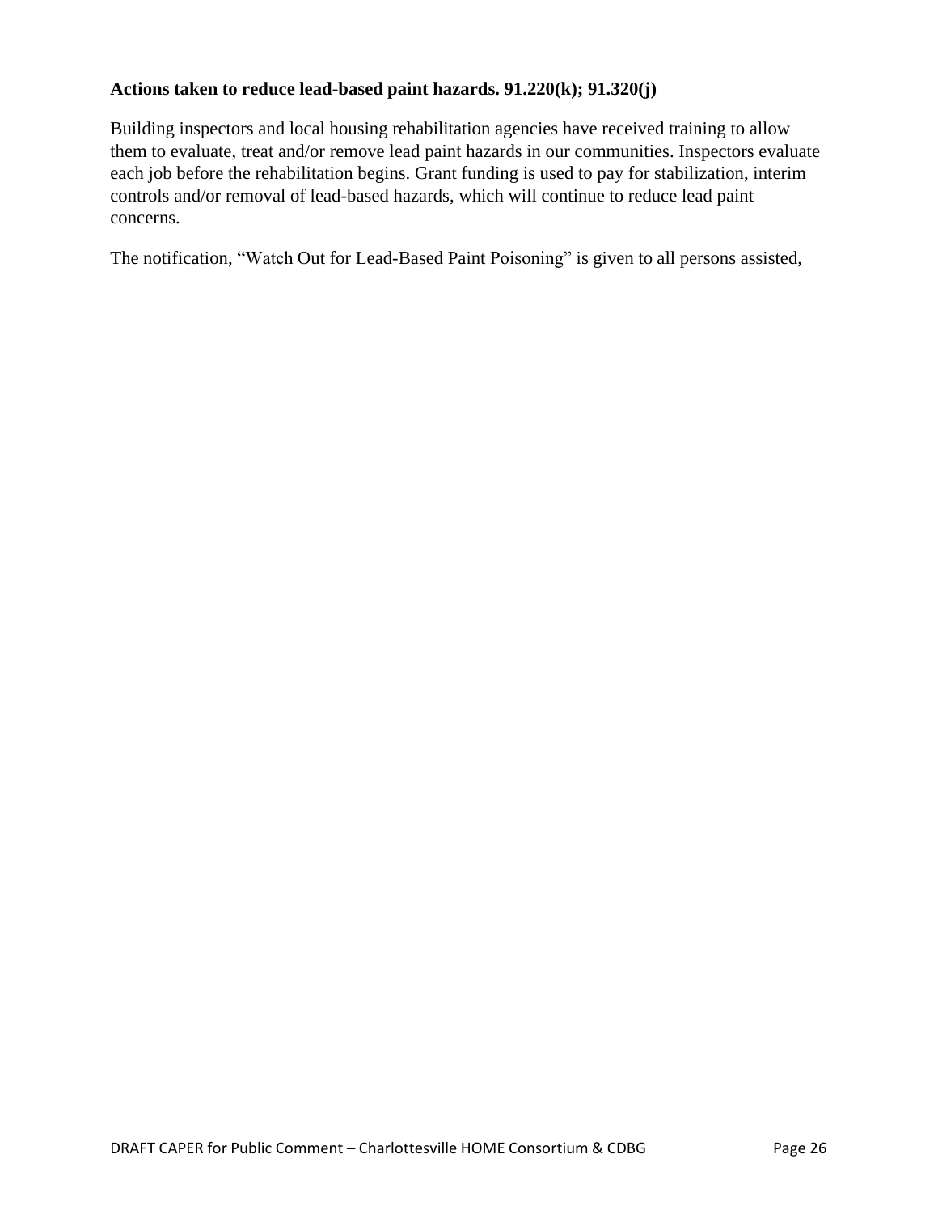**Actions taken to reduce lead-based paint hazards. 91.220(k); 91.320(j)**

Building inspectors and local housing rehabilitation agencies have received training to allow them to evaluate, treat and/or remove lead paint hazards in our communities. Inspectors evaluate each job before the rehabilitation begins. Grant funding is used to pay for stabilization, interim controls and/or removal of lead-based hazards, which will continue to reduce lead paint concerns.

The notification, "Watch Out for Lead-Based Paint Poisoning" is given to all persons assisted,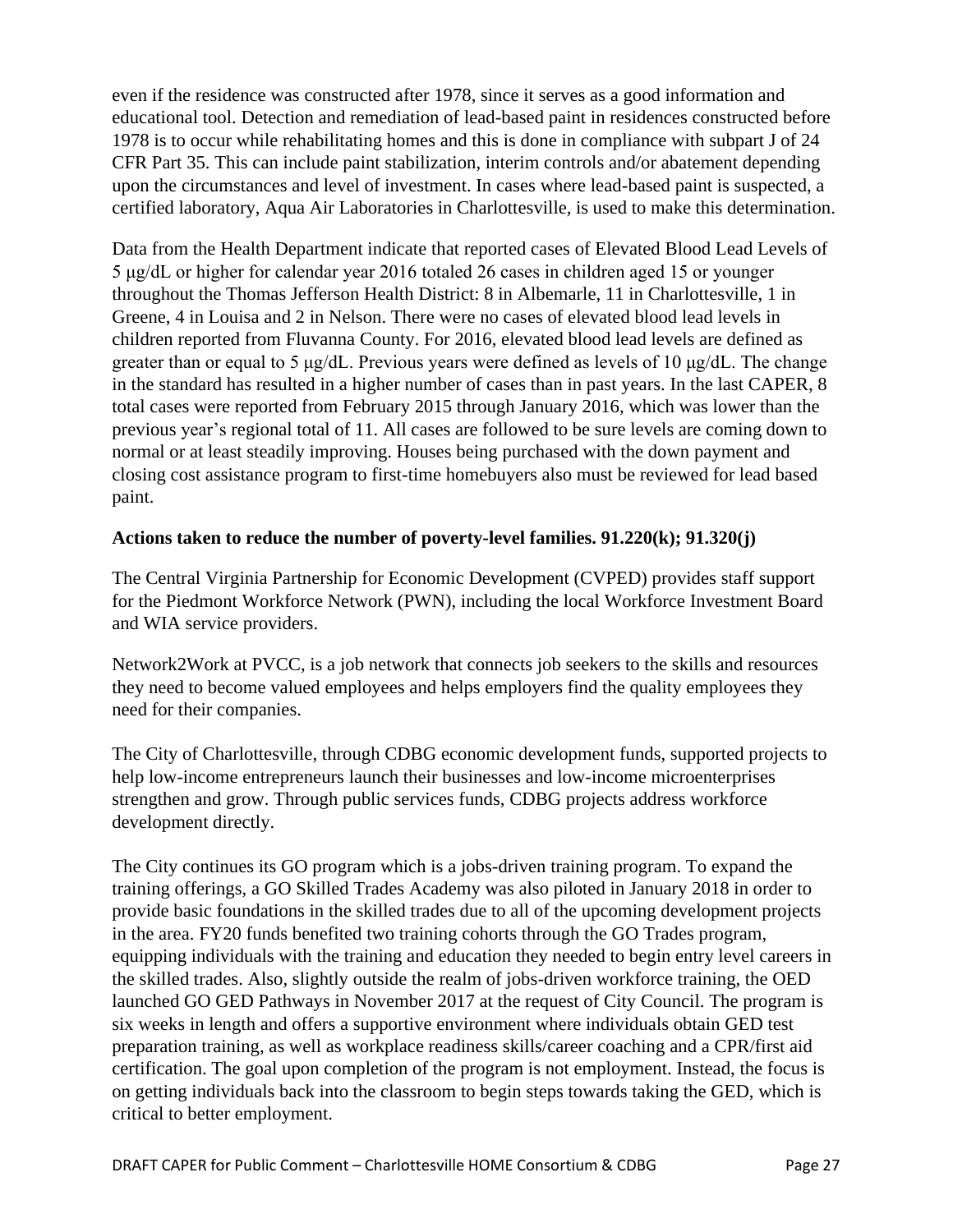even if the residence was constructed after 1978, since it serves as a good information and educational tool. Detection and remediation of lead-based paint in residences constructed before 1978 is to occur while rehabilitating homes and this is done in compliance with subpart J of 24 CFR Part 35. This can include paint stabilization, interim controls and/or abatement depending upon the circumstances and level of investment. In cases where lead-based paint is suspected, a certified laboratory, Aqua Air Laboratories in Charlottesville, is used to make this determination.

Data from the Health Department indicate that reported cases of Elevated Blood Lead Levels of 5 μg/dL or higher for calendar year 2016 totaled 26 cases in children aged 15 or younger throughout the Thomas Jefferson Health District: 8 in Albemarle, 11 in Charlottesville, 1 in Greene, 4 in Louisa and 2 in Nelson. There were no cases of elevated blood lead levels in children reported from Fluvanna County. For 2016, elevated blood lead levels are defined as greater than or equal to 5 μg/dL. Previous years were defined as levels of 10 μg/dL. The change in the standard has resulted in a higher number of cases than in past years. In the last CAPER, 8 total cases were reported from February 2015 through January 2016, which was lower than the previous year's regional total of 11. All cases are followed to be sure levels are coming down to normal or at least steadily improving. Houses being purchased with the down payment and closing cost assistance program to first-time homebuyers also must be reviewed for lead based paint.

**Actions taken to reduce the number of poverty-level families. 91.220(k); 91.320(j)**

The Central Virginia Partnership for Economic Development (CVPED) provides staff support for the Piedmont Workforce Network (PWN), including the local Workforce Investment Board and WIA service providers.

Network2Work at PVCC, is a job network that connects job seekers to the skills and resources they need to become valued employees and helps employers find the quality employees they need for their companies.

The City of Charlottesville, through CDBG economic development funds, supported projects to help low-income entrepreneurs launch their businesses and low-income microenterprises strengthen and grow. Through public services funds, CDBG projects address workforce development directly.

The City continues its GO program which is a jobs-driven training program. To expand the training offerings, a GO Skilled Trades Academy was also piloted in January 2018 in order to provide basic foundations in the skilled trades due to all of the upcoming development projects in the area. FY20 funds benefited two training cohorts through the GO Trades program, equipping individuals with the training and education they needed to begin entry level careers in the skilled trades. Also, slightly outside the realm of jobs-driven workforce training, the OED launched GO GED Pathways in November 2017 at the request of City Council. The program is six weeks in length and offers a supportive environment where individuals obtain GED test preparation training, as well as workplace readiness skills/career coaching and a CPR/first aid certification. The goal upon completion of the program is not employment. Instead, the focus is on getting individuals back into the classroom to begin steps towards taking the GED, which is critical to better employment.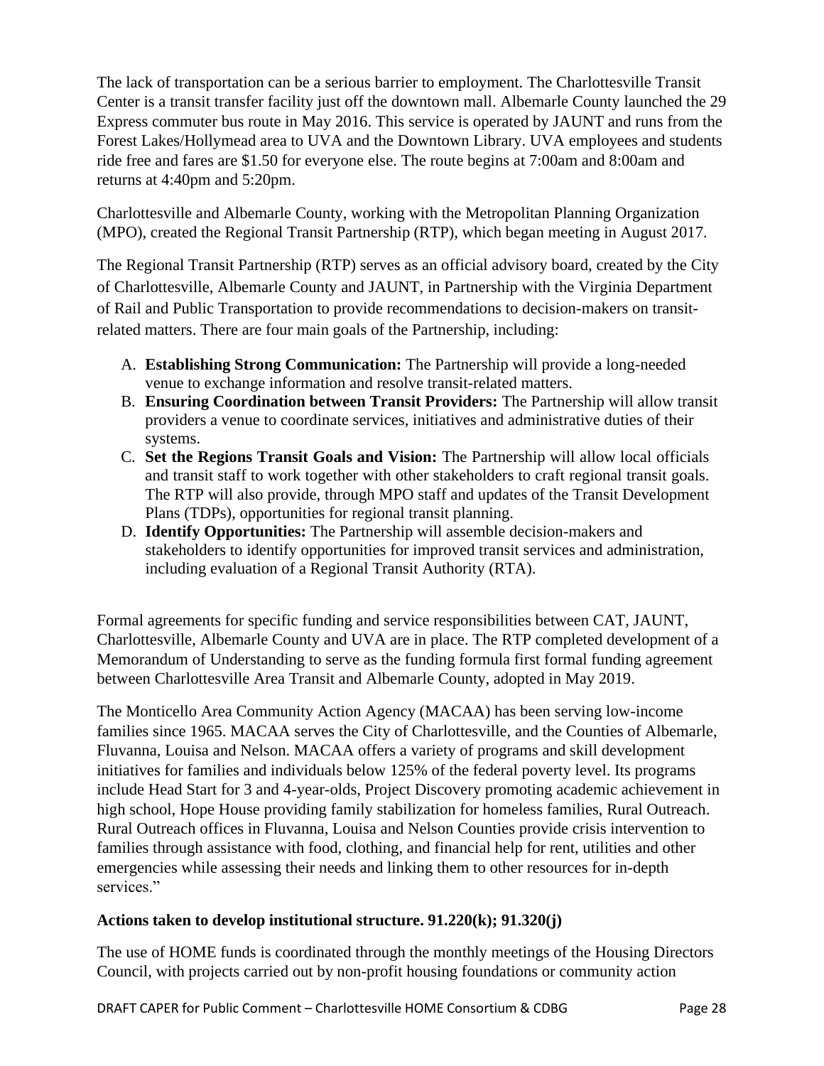The lack of transportation can be a serious barrier to employment. The Charlottesville Transit Center is a transit transfer facility just off the downtown mall. Albemarle County launched the 29 Express commuter bus route in May 2016. This service is operated by JAUNT and runs from the Forest Lakes/Hollymead area to UVA and the Downtown Library. UVA employees and students ride free and fares are $1.50 for everyone else. The route begins at 7:00am and 8:00am and returns at 4:40pm and 5:20pm.

Charlottesville and Albemarle County, working with the Metropolitan Planning Organization (MPO), created the Regional Transit Partnership (RTP), which began meeting in August 2017.

The Regional Transit Partnership (RTP) serves as an official advisory board, created by the City of Charlottesville, Albemarle County and JAUNT, in Partnership with the Virginia Department of Rail and Public Transportation to provide recommendations to decision-makers on transit-related matters. There are four main goals of the Partnership, including:

A. **Establishing Strong Communication:** The Partnership will provide a long-needed venue to exchange information and resolve transit-related matters.
B. **Ensuring Coordination between Transit Providers:** The Partnership will allow transit providers a venue to coordinate services, initiatives and administrative duties of their systems.
C. **Set the Regions Transit Goals and Vision:** The Partnership will allow local officials and transit staff to work together with other stakeholders to craft regional transit goals. The RTP will also provide, through MPO staff and updates of the Transit Development Plans (TDPs), opportunities for regional transit planning.
D. **Identify Opportunities:** The Partnership will assemble decision-makers and stakeholders to identify opportunities for improved transit services and administration, including evaluation of a Regional Transit Authority (RTA).

Formal agreements for specific funding and service responsibilities between CAT, JAUNT, Charlottesville, Albemarle County and UVA are in place. The RTP completed development of a Memorandum of Understanding to serve as the funding formula first formal funding agreement between Charlottesville Area Transit and Albemarle County, adopted in May 2019.

The Monticello Area Community Action Agency (MACAA) has been serving low-income families since 1965. MACAA serves the City of Charlottesville, and the Counties of Albemarle, Fluvanna, Louisa and Nelson. MACAA offers a variety of programs and skill development initiatives for families and individuals below 125% of the federal poverty level. Its programs include Head Start for 3 and 4-year-olds, Project Discovery promoting academic achievement in high school, Hope House providing family stabilization for homeless families, Rural Outreach. Rural Outreach offices in Fluvanna, Louisa and Nelson Counties provide crisis intervention to families through assistance with food, clothing, and financial help for rent, utilities and other emergencies while assessing their needs and linking them to other resources for in-depth services."

**Actions taken to develop institutional structure. 91.220(k); 91.320(j)**

The use of HOME funds is coordinated through the monthly meetings of the Housing Directors Council, with projects carried out by non-profit housing foundations or community action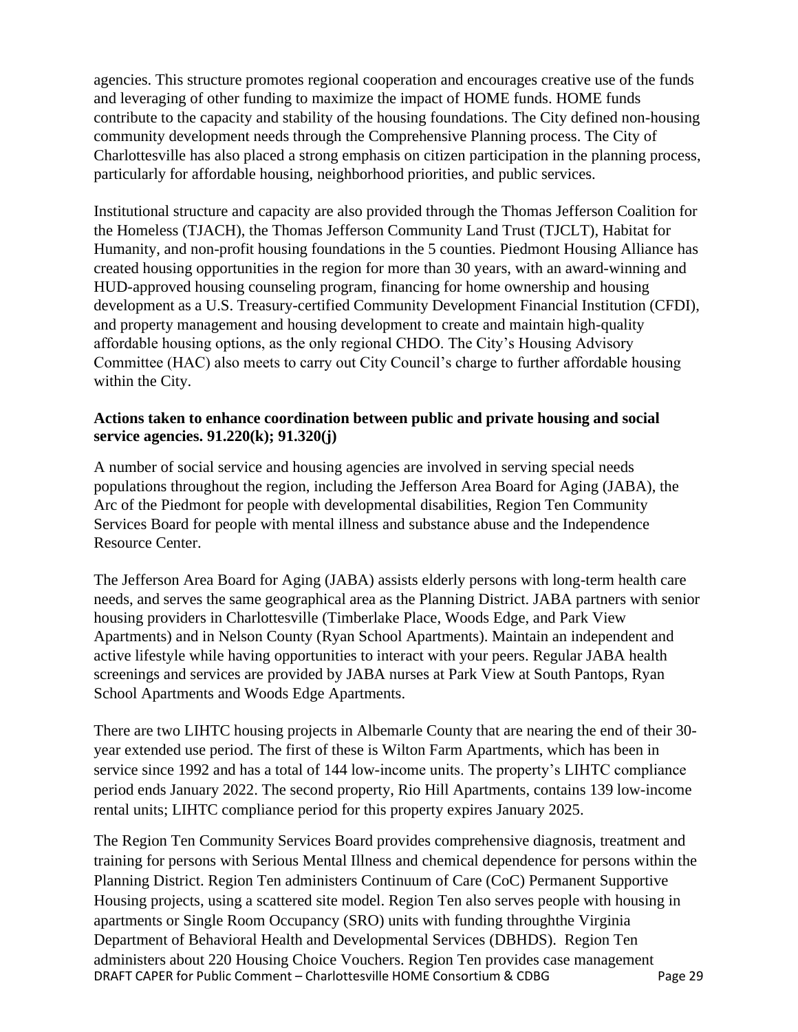agencies. This structure promotes regional cooperation and encourages creative use of the funds and leveraging of other funding to maximize the impact of HOME funds. HOME funds contribute to the capacity and stability of the housing foundations. The City defined non-housing community development needs through the Comprehensive Planning process. The City of Charlottesville has also placed a strong emphasis on citizen participation in the planning process, particularly for affordable housing, neighborhood priorities, and public services.

Institutional structure and capacity are also provided through the Thomas Jefferson Coalition for the Homeless (TJACH), the Thomas Jefferson Community Land Trust (TJCLT), Habitat for Humanity, and non-profit housing foundations in the 5 counties. Piedmont Housing Alliance has created housing opportunities in the region for more than 30 years, with an award-winning and HUD-approved housing counseling program, financing for home ownership and housing development as a U.S. Treasury-certified Community Development Financial Institution (CFDI), and property management and housing development to create and maintain high-quality affordable housing options, as the only regional CHDO. The City's Housing Advisory Committee (HAC) also meets to carry out City Council's charge to further affordable housing within the City.

**Actions taken to enhance coordination between public and private housing and social service agencies. 91.220(k); 91.320(j)**

A number of social service and housing agencies are involved in serving special needs populations throughout the region, including the Jefferson Area Board for Aging (JABA), the Arc of the Piedmont for people with developmental disabilities, Region Ten Community Services Board for people with mental illness and substance abuse and the Independence Resource Center.

The Jefferson Area Board for Aging (JABA) assists elderly persons with long-term health care needs, and serves the same geographical area as the Planning District. JABA partners with senior housing providers in Charlottesville (Timberlake Place, Woods Edge, and Park View Apartments) and in Nelson County (Ryan School Apartments). Maintain an independent and active lifestyle while having opportunities to interact with your peers. Regular JABA health screenings and services are provided by JABA nurses at Park View at South Pantops, Ryan School Apartments and Woods Edge Apartments.

There are two LIHTC housing projects in Albemarle County that are nearing the end of their 30-year extended use period. The first of these is Wilton Farm Apartments, which has been in service since 1992 and has a total of 144 low-income units. The property's LIHTC compliance period ends January 2022. The second property, Rio Hill Apartments, contains 139 low-income rental units; LIHTC compliance period for this property expires January 2025.

The Region Ten Community Services Board provides comprehensive diagnosis, treatment and training for persons with Serious Mental Illness and chemical dependence for persons within the Planning District. Region Ten administers Continuum of Care (CoC) Permanent Supportive Housing projects, using a scattered site model. Region Ten also serves people with housing in apartments or Single Room Occupancy (SRO) units with funding throughthe Virginia Department of Behavioral Health and Developmental Services (DBHDS). Region Ten administers about 220 Housing Choice Vouchers. Region Ten provides case management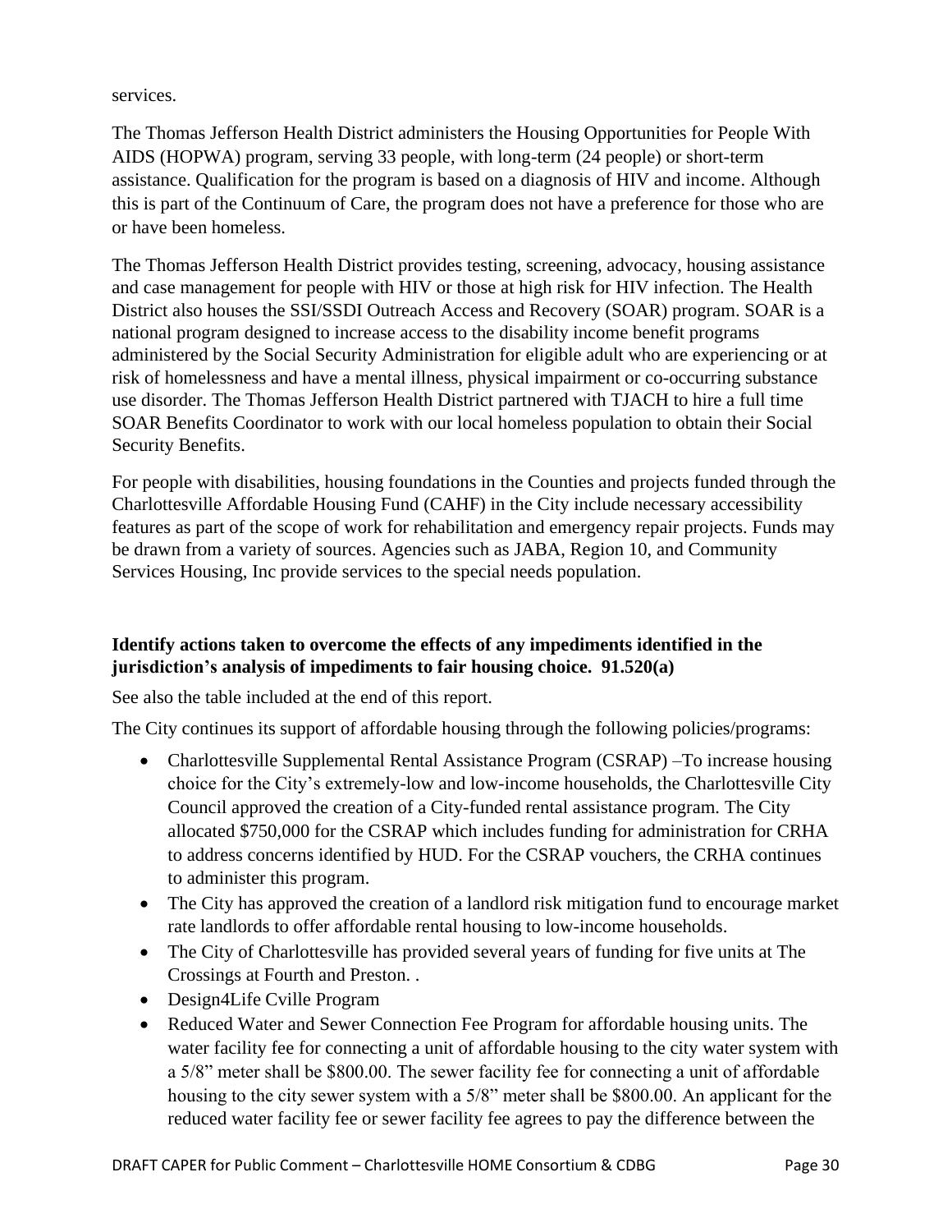services.

The Thomas Jefferson Health District administers the Housing Opportunities for People With AIDS (HOPWA) program, serving 33 people, with long-term (24 people) or short-term assistance. Qualification for the program is based on a diagnosis of HIV and income. Although this is part of the Continuum of Care, the program does not have a preference for those who are or have been homeless.

The Thomas Jefferson Health District provides testing, screening, advocacy, housing assistance and case management for people with HIV or those at high risk for HIV infection. The Health District also houses the SSI/SSDI Outreach Access and Recovery (SOAR) program. SOAR is a national program designed to increase access to the disability income benefit programs administered by the Social Security Administration for eligible adult who are experiencing or at risk of homelessness and have a mental illness, physical impairment or co-occurring substance use disorder. The Thomas Jefferson Health District partnered with TJACH to hire a full time SOAR Benefits Coordinator to work with our local homeless population to obtain their Social Security Benefits.

For people with disabilities, housing foundations in the Counties and projects funded through the Charlottesville Affordable Housing Fund (CAHF) in the City include necessary accessibility features as part of the scope of work for rehabilitation and emergency repair projects. Funds may be drawn from a variety of sources. Agencies such as JABA, Region 10, and Community Services Housing, Inc provide services to the special needs population.

**Identify actions taken to overcome the effects of any impediments identified in the jurisdiction's analysis of impediments to fair housing choice. 91.520(a)**

See also the table included at the end of this report.

The City continues its support of affordable housing through the following policies/programs:

- Charlottesville Supplemental Rental Assistance Program (CSRAP) –To increase housing choice for the City's extremely-low and low-income households, the Charlottesville City Council approved the creation of a City-funded rental assistance program. The City allocated $750,000 for the CSRAP which includes funding for administration for CRHA to address concerns identified by HUD. For the CSRAP vouchers, the CRHA continues to administer this program.
- The City has approved the creation of a landlord risk mitigation fund to encourage market rate landlords to offer affordable rental housing to low-income households.
- The City of Charlottesville has provided several years of funding for five units at The Crossings at Fourth and Preston. .
- Design4Life Cville Program
- Reduced Water and Sewer Connection Fee Program for affordable housing units. The water facility fee for connecting a unit of affordable housing to the city water system with a 5/8" meter shall be $800.00. The sewer facility fee for connecting a unit of affordable housing to the city sewer system with a 5/8" meter shall be $800.00. An applicant for the reduced water facility fee or sewer facility fee agrees to pay the difference between the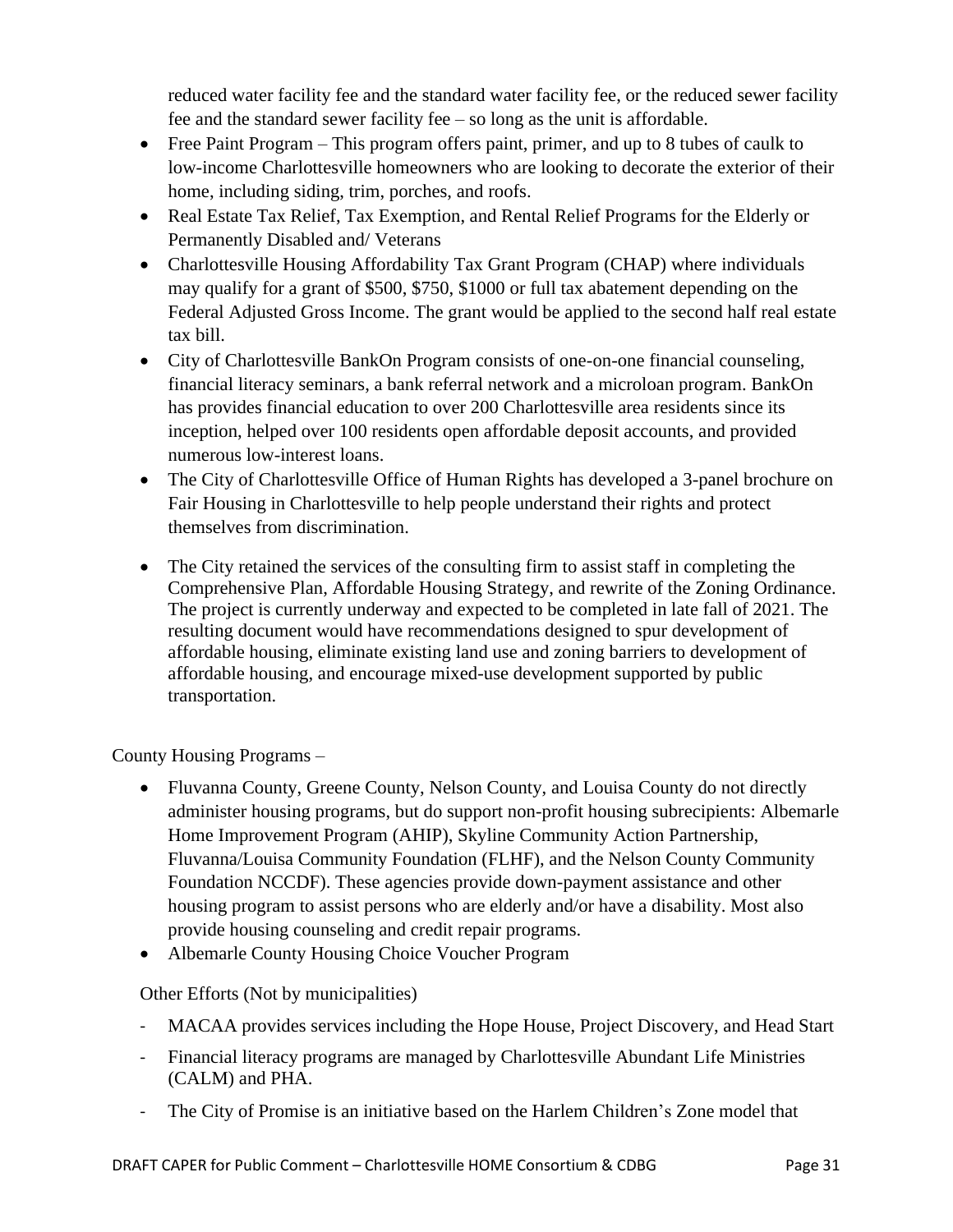reduced water facility fee and the standard water facility fee, or the reduced sewer facility fee and the standard sewer facility fee – so long as the unit is affordable.

- Free Paint Program – This program offers paint, primer, and up to 8 tubes of caulk to low-income Charlottesville homeowners who are looking to decorate the exterior of their home, including siding, trim, porches, and roofs.
- Real Estate Tax Relief, Tax Exemption, and Rental Relief Programs for the Elderly or Permanently Disabled and/ Veterans
- Charlottesville Housing Affordability Tax Grant Program (CHAP) where individuals may qualify for a grant of $500, $750, $1000 or full tax abatement depending on the Federal Adjusted Gross Income. The grant would be applied to the second half real estate tax bill.
- City of Charlottesville BankOn Program consists of one-on-one financial counseling, financial literacy seminars, a bank referral network and a microloan program. BankOn has provides financial education to over 200 Charlottesville area residents since its inception, helped over 100 residents open affordable deposit accounts, and provided numerous low-interest loans.
- The City of Charlottesville Office of Human Rights has developed a 3-panel brochure on Fair Housing in Charlottesville to help people understand their rights and protect themselves from discrimination.
- The City retained the services of the consulting firm to assist staff in completing the Comprehensive Plan, Affordable Housing Strategy, and rewrite of the Zoning Ordinance. The project is currently underway and expected to be completed in late fall of 2021. The resulting document would have recommendations designed to spur development of affordable housing, eliminate existing land use and zoning barriers to development of affordable housing, and encourage mixed-use development supported by public transportation.

County Housing Programs –

- Fluvanna County, Greene County, Nelson County, and Louisa County do not directly administer housing programs, but do support non-profit housing subrecipients: Albemarle Home Improvement Program (AHIP), Skyline Community Action Partnership, Fluvanna/Louisa Community Foundation (FLHF), and the Nelson County Community Foundation NCCDF). These agencies provide down-payment assistance and other housing program to assist persons who are elderly and/or have a disability. Most also provide housing counseling and credit repair programs.
- Albemarle County Housing Choice Voucher Program

Other Efforts (Not by municipalities)

- MACAA provides services including the Hope House, Project Discovery, and Head Start
- Financial literacy programs are managed by Charlottesville Abundant Life Ministries (CALM) and PHA.
- The City of Promise is an initiative based on the Harlem Children's Zone model that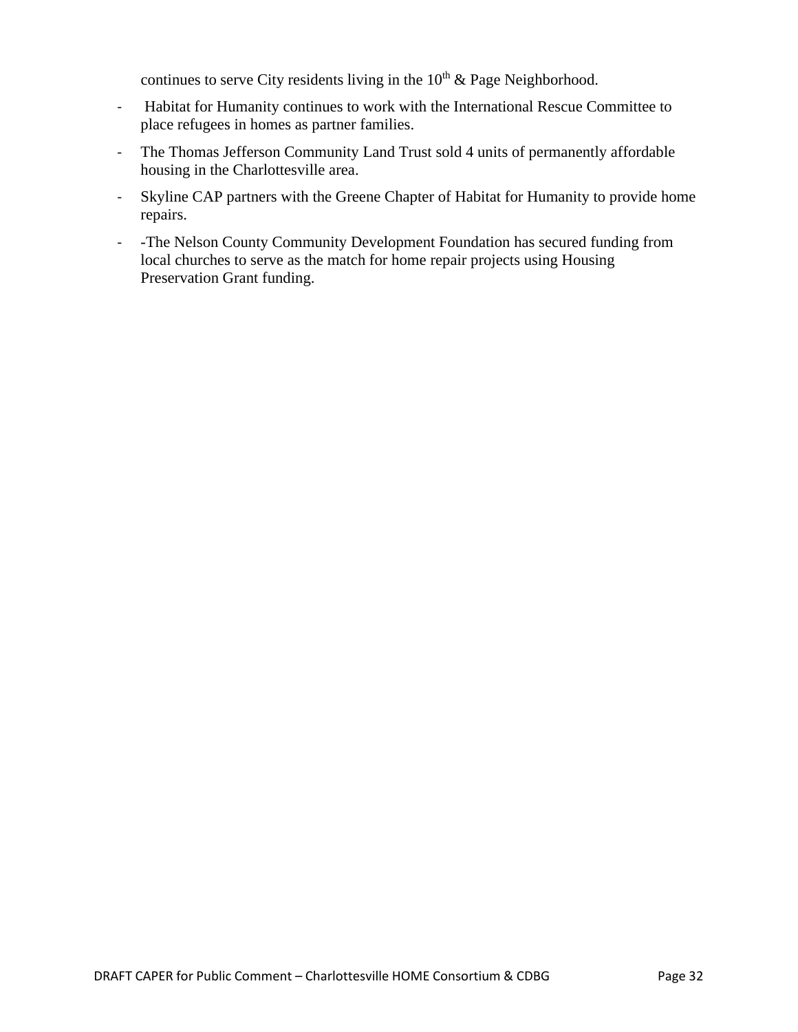continues to serve City residents living in the 10th & Page Neighborhood.

- Habitat for Humanity continues to work with the International Rescue Committee to place refugees in homes as partner families.
- The Thomas Jefferson Community Land Trust sold 4 units of permanently affordable housing in the Charlottesville area.
- Skyline CAP partners with the Greene Chapter of Habitat for Humanity to provide home repairs.
- -The Nelson County Community Development Foundation has secured funding from local churches to serve as the match for home repair projects using Housing Preservation Grant funding.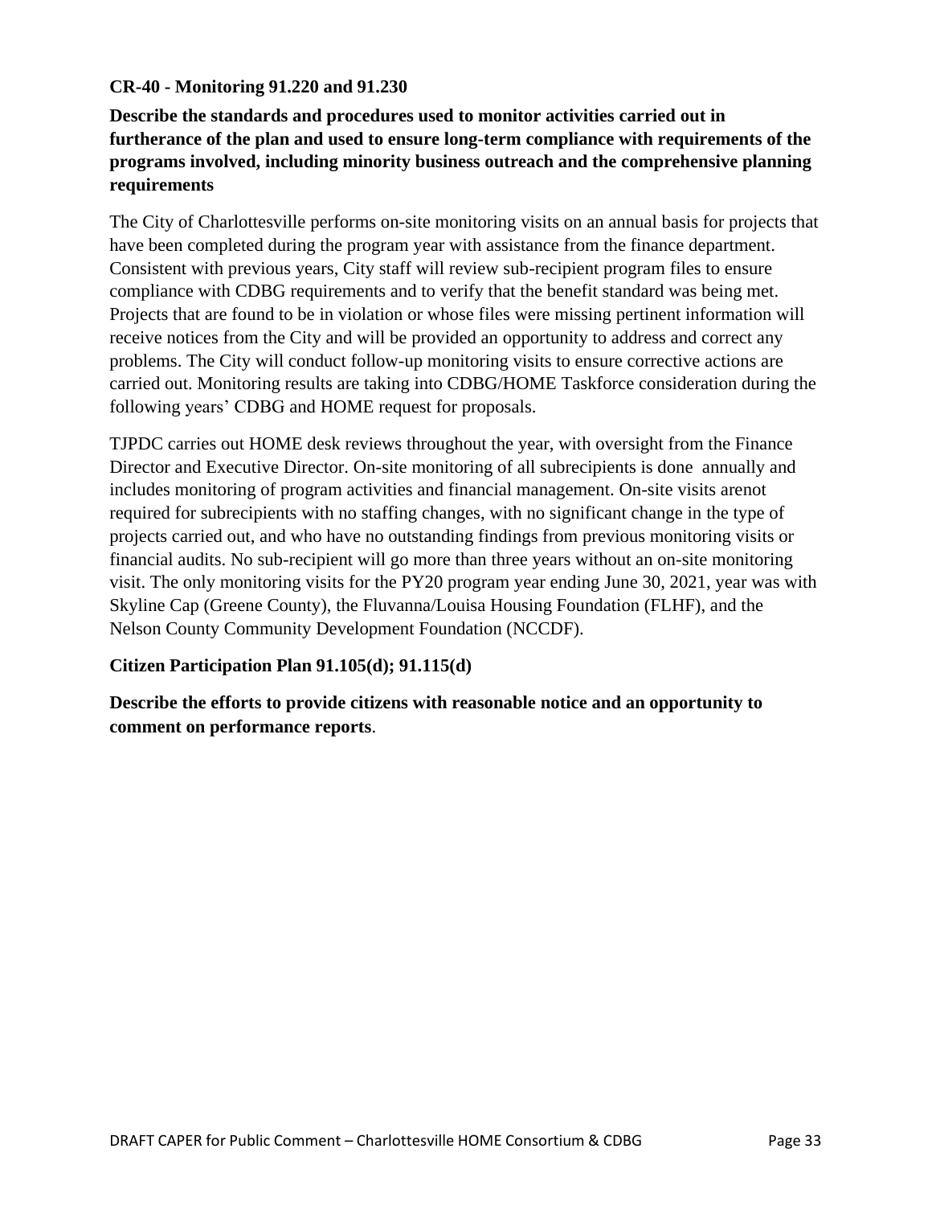**CR-40 - Monitoring 91.220 and 91.230**

**Describe the standards and procedures used to monitor activities carried out in furtherance of the plan and used to ensure long-term compliance with requirements of the programs involved, including minority business outreach and the comprehensive planning requirements**

The City of Charlottesville performs on-site monitoring visits on an annual basis for projects that have been completed during the program year with assistance from the finance department. Consistent with previous years, City staff will review sub-recipient program files to ensure compliance with CDBG requirements and to verify that the benefit standard was being met. Projects that are found to be in violation or whose files were missing pertinent information will receive notices from the City and will be provided an opportunity to address and correct any problems. The City will conduct follow-up monitoring visits to ensure corrective actions are carried out. Monitoring results are taking into CDBG/HOME Taskforce consideration during the following years' CDBG and HOME request for proposals.

TJPDC carries out HOME desk reviews throughout the year, with oversight from the Finance Director and Executive Director. On-site monitoring of all subrecipients is done annually and includes monitoring of program activities and financial management. On-site visits arenot required for subrecipients with no staffing changes, with no significant change in the type of projects carried out, and who have no outstanding findings from previous monitoring visits or financial audits. No sub-recipient will go more than three years without an on-site monitoring visit. The only monitoring visits for the PY20 program year ending June 30, 2021, year was with Skyline Cap (Greene County), the Fluvanna/Louisa Housing Foundation (FLHF), and the Nelson County Community Development Foundation (NCCDF).

**Citizen Participation Plan 91.105(d); 91.115(d)**

**Describe the efforts to provide citizens with reasonable notice and an opportunity to comment on performance reports**.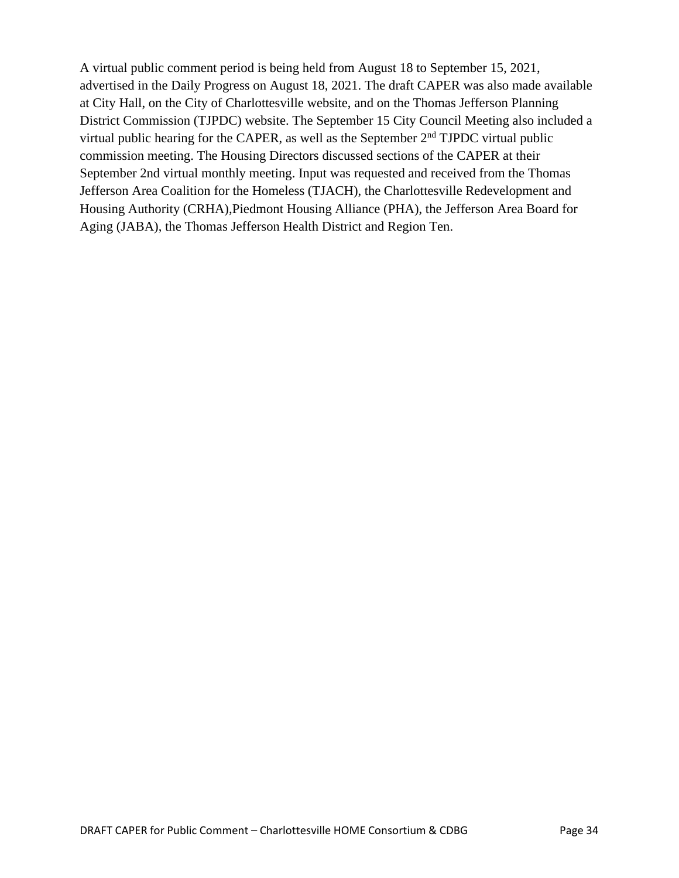A virtual public comment period is being held from August 18 to September 15, 2021, advertised in the Daily Progress on August 18, 2021. The draft CAPER was also made available at City Hall, on the City of Charlottesville website, and on the Thomas Jefferson Planning District Commission (TJPDC) website. The September 15 City Council Meeting also included a virtual public hearing for the CAPER, as well as the September 2nd TJPDC virtual public commission meeting. The Housing Directors discussed sections of the CAPER at their September 2nd virtual monthly meeting. Input was requested and received from the Thomas Jefferson Area Coalition for the Homeless (TJACH), the Charlottesville Redevelopment and Housing Authority (CRHA),Piedmont Housing Alliance (PHA), the Jefferson Area Board for Aging (JABA), the Thomas Jefferson Health District and Region Ten.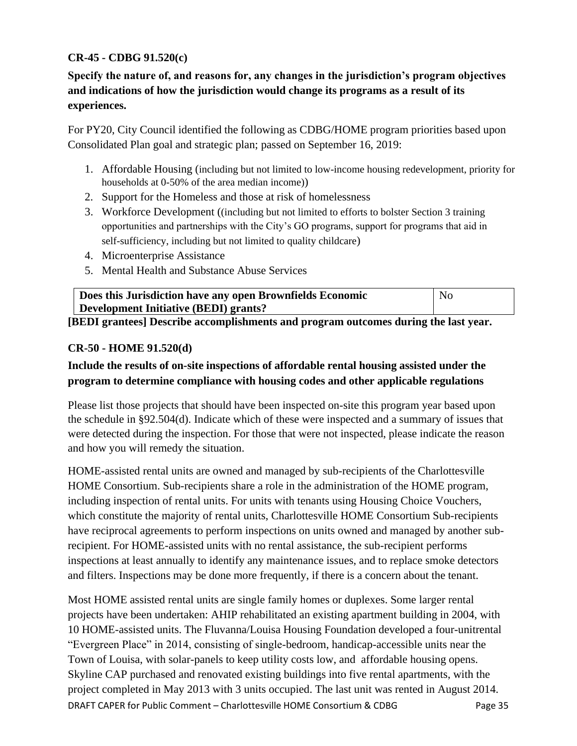### CR-45 - CDBG 91.520(c)

**Specify the nature of, and reasons for, any changes in the jurisdiction's program objectives and indications of how the jurisdiction would change its programs as a result of its experiences.**

For PY20, City Council identified the following as CDBG/HOME program priorities based upon Consolidated Plan goal and strategic plan; passed on September 16, 2019:

1. Affordable Housing (including but not limited to low-income housing redevelopment, priority for households at 0-50% of the area median income))
2. Support for the Homeless and those at risk of homelessness
3. Workforce Development ((including but not limited to efforts to bolster Section 3 training opportunities and partnerships with the City's GO programs, support for programs that aid in self-sufficiency, including but not limited to quality childcare)
4. Microenterprise Assistance
5. Mental Health and Substance Abuse Services

| **Does this Jurisdiction have any open Brownfields Economic Development Initiative (BEDI) grants?** | No |
|---|---|

**[BEDI grantees] Describe accomplishments and program outcomes during the last year.**

### CR-50 - HOME 91.520(d)

**Include the results of on-site inspections of affordable rental housing assisted under the program to determine compliance with housing codes and other applicable regulations**

Please list those projects that should have been inspected on-site this program year based upon the schedule in §92.504(d). Indicate which of these were inspected and a summary of issues that were detected during the inspection. For those that were not inspected, please indicate the reason and how you will remedy the situation.

HOME-assisted rental units are owned and managed by sub-recipients of the Charlottesville HOME Consortium. Sub-recipients share a role in the administration of the HOME program, including inspection of rental units. For units with tenants using Housing Choice Vouchers, which constitute the majority of rental units, Charlottesville HOME Consortium Sub-recipients have reciprocal agreements to perform inspections on units owned and managed by another sub-recipient. For HOME-assisted units with no rental assistance, the sub-recipient performs inspections at least annually to identify any maintenance issues, and to replace smoke detectors and filters. Inspections may be done more frequently, if there is a concern about the tenant.

Most HOME assisted rental units are single family homes or duplexes. Some larger rental projects have been undertaken: AHIP rehabilitated an existing apartment building in 2004, with 10 HOME-assisted units. The Fluvanna/Louisa Housing Foundation developed a four-unitrental "Evergreen Place" in 2014, consisting of single-bedroom, handicap-accessible units near the Town of Louisa, with solar-panels to keep utility costs low, and affordable housing opens. Skyline CAP purchased and renovated existing buildings into five rental apartments, with the project completed in May 2013 with 3 units occupied. The last unit was rented in August 2014.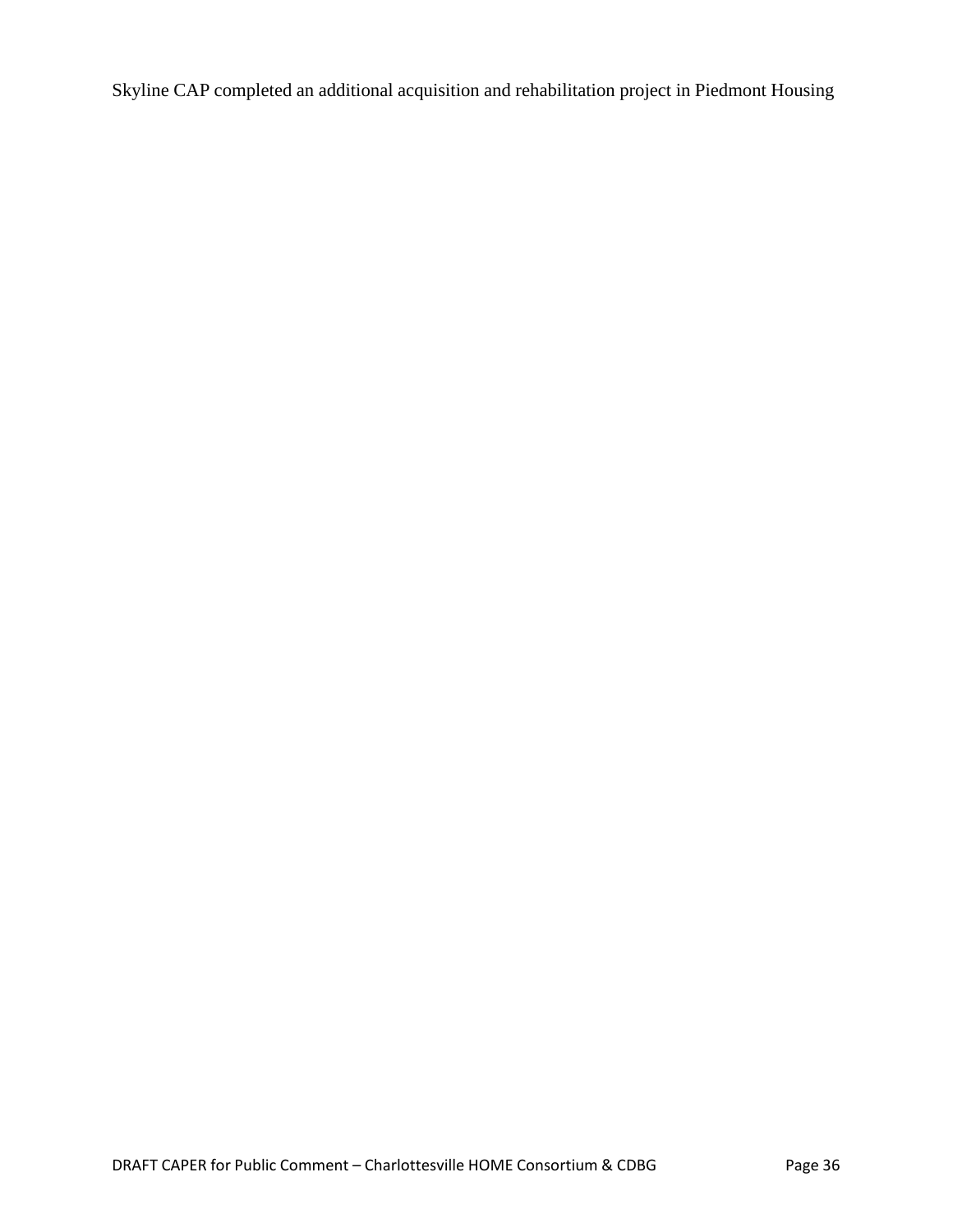Skyline CAP completed an additional acquisition and rehabilitation project in Piedmont Housing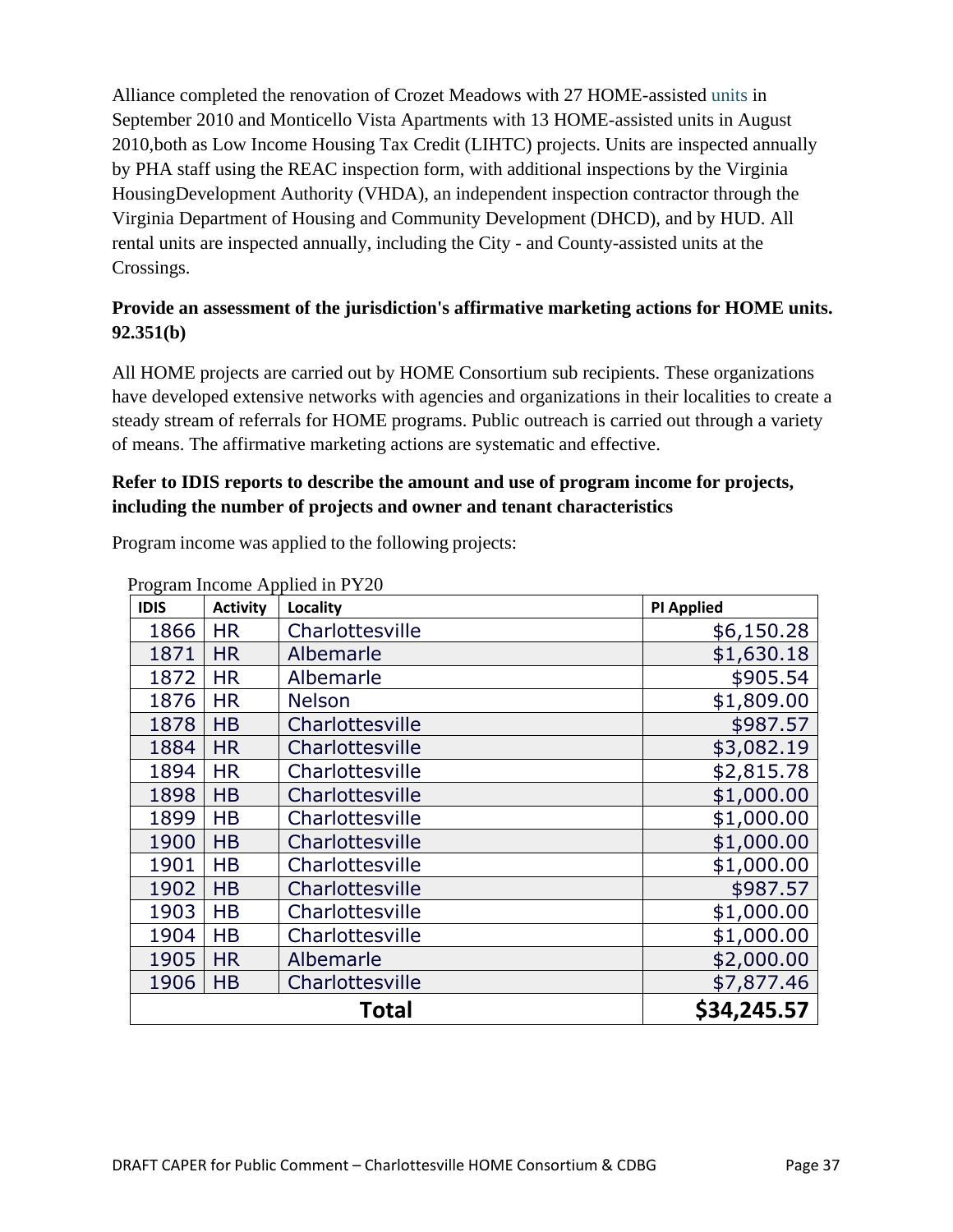Alliance completed the renovation of Crozet Meadows with 27 HOME-assisted units in September 2010 and Monticello Vista Apartments with 13 HOME-assisted units in August 2010,both as Low Income Housing Tax Credit (LIHTC) projects. Units are inspected annually by PHA staff using the REAC inspection form, with additional inspections by the Virginia HousingDevelopment Authority (VHDA), an independent inspection contractor through the Virginia Department of Housing and Community Development (DHCD), and by HUD. All rental units are inspected annually, including the City - and County-assisted units at the Crossings.

**Provide an assessment of the jurisdiction's affirmative marketing actions for HOME units. 92.351(b)**

All HOME projects are carried out by HOME Consortium sub recipients. These organizations have developed extensive networks with agencies and organizations in their localities to create a steady stream of referrals for HOME programs. Public outreach is carried out through a variety of means. The affirmative marketing actions are systematic and effective.

**Refer to IDIS reports to describe the amount and use of program income for projects, including the number of projects and owner and tenant characteristics**

Program income was applied to the following projects:

Program Income Applied in PY20

| IDIS | Activity | Locality | PI Applied |
|---|---|---|---|
| 1866 | HR | Charlottesville | $6,150.28 |
| 1871 | HR | Albemarle | $1,630.18 |
| 1872 | HR | Albemarle | $905.54 |
| 1876 | HR | Nelson | $1,809.00 |
| 1878 | HB | Charlottesville | $987.57 |
| 1884 | HR | Charlottesville | $3,082.19 |
| 1894 | HR | Charlottesville | $2,815.78 |
| 1898 | HB | Charlottesville | $1,000.00 |
| 1899 | HB | Charlottesville | $1,000.00 |
| 1900 | HB | Charlottesville | $1,000.00 |
| 1901 | HB | Charlottesville | $1,000.00 |
| 1902 | HB | Charlottesville | $987.57 |
| 1903 | HB | Charlottesville | $1,000.00 |
| 1904 | HB | Charlottesville | $1,000.00 |
| 1905 | HR | Albemarle | $2,000.00 |
| 1906 | HB | Charlottesville | $7,877.46 |
| **Total** | | | **$34,245.57** |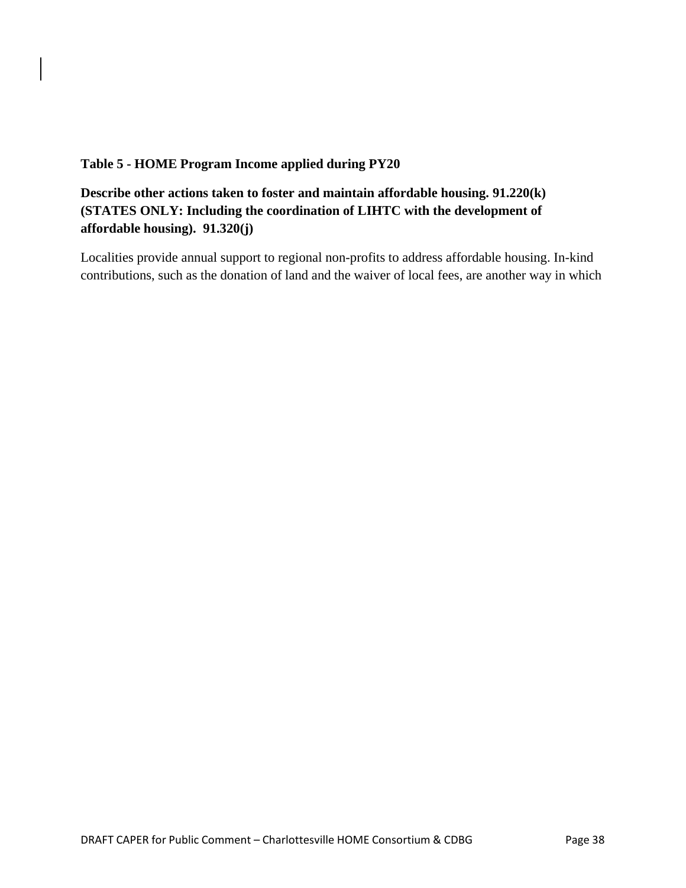**Table 5 - HOME Program Income applied during PY20**

**Describe other actions taken to foster and maintain affordable housing. 91.220(k) (STATES ONLY: Including the coordination of LIHTC with the development of affordable housing). 91.320(j)**

Localities provide annual support to regional non-profits to address affordable housing. In-kind contributions, such as the donation of land and the waiver of local fees, are another way in which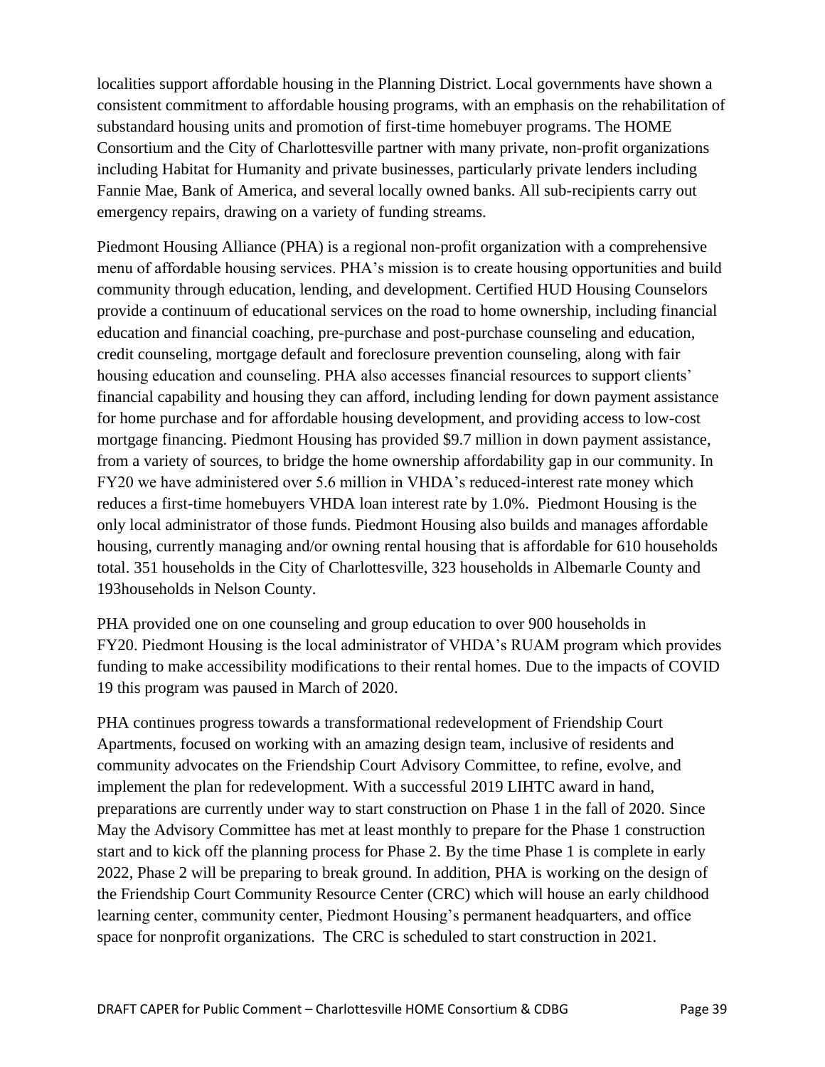localities support affordable housing in the Planning District. Local governments have shown a consistent commitment to affordable housing programs, with an emphasis on the rehabilitation of substandard housing units and promotion of first-time homebuyer programs. The HOME Consortium and the City of Charlottesville partner with many private, non-profit organizations including Habitat for Humanity and private businesses, particularly private lenders including Fannie Mae, Bank of America, and several locally owned banks. All sub-recipients carry out emergency repairs, drawing on a variety of funding streams.

Piedmont Housing Alliance (PHA) is a regional non-profit organization with a comprehensive menu of affordable housing services. PHA's mission is to create housing opportunities and build community through education, lending, and development. Certified HUD Housing Counselors provide a continuum of educational services on the road to home ownership, including financial education and financial coaching, pre-purchase and post-purchase counseling and education, credit counseling, mortgage default and foreclosure prevention counseling, along with fair housing education and counseling. PHA also accesses financial resources to support clients' financial capability and housing they can afford, including lending for down payment assistance for home purchase and for affordable housing development, and providing access to low-cost mortgage financing. Piedmont Housing has provided $9.7 million in down payment assistance, from a variety of sources, to bridge the home ownership affordability gap in our community. In FY20 we have administered over 5.6 million in VHDA's reduced-interest rate money which reduces a first-time homebuyers VHDA loan interest rate by 1.0%. Piedmont Housing is the only local administrator of those funds. Piedmont Housing also builds and manages affordable housing, currently managing and/or owning rental housing that is affordable for 610 households total. 351 households in the City of Charlottesville, 323 households in Albemarle County and 193households in Nelson County.

PHA provided one on one counseling and group education to over 900 households in FY20. Piedmont Housing is the local administrator of VHDA's RUAM program which provides funding to make accessibility modifications to their rental homes. Due to the impacts of COVID 19 this program was paused in March of 2020.

PHA continues progress towards a transformational redevelopment of Friendship Court Apartments, focused on working with an amazing design team, inclusive of residents and community advocates on the Friendship Court Advisory Committee, to refine, evolve, and implement the plan for redevelopment. With a successful 2019 LIHTC award in hand, preparations are currently under way to start construction on Phase 1 in the fall of 2020. Since May the Advisory Committee has met at least monthly to prepare for the Phase 1 construction start and to kick off the planning process for Phase 2. By the time Phase 1 is complete in early 2022, Phase 2 will be preparing to break ground. In addition, PHA is working on the design of the Friendship Court Community Resource Center (CRC) which will house an early childhood learning center, community center, Piedmont Housing's permanent headquarters, and office space for nonprofit organizations. The CRC is scheduled to start construction in 2021.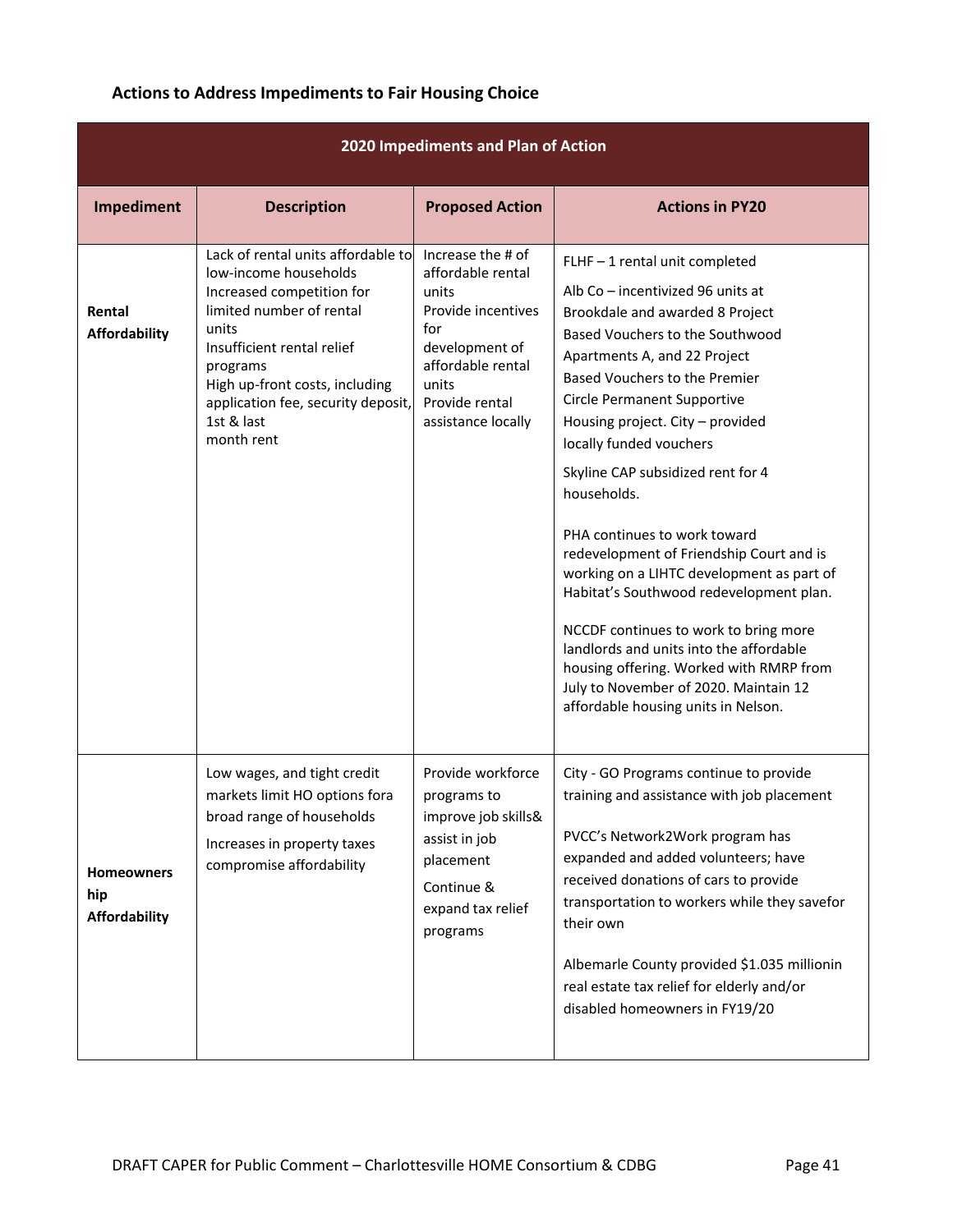### Actions to Address Impediments to Fair Housing Choice

| 2020 Impediments and Plan of Action | | | |
|---|---|---|---|
| **Impediment** | **Description** | **Proposed Action** | **Actions in PY20** |
| **Rental Affordability** | Lack of rental units affordable to low-income households<br>Increased competition for limited number of rental units<br>Insufficient rental relief programs<br>High up-front costs, including application fee, security deposit, 1st & last month rent | Increase the # of affordable rental units<br>Provide incentives for development of affordable rental units<br>Provide rental assistance locally | FLHF – 1 rental unit completed<br><br>Alb Co – incentivized 96 units at Brookdale and awarded 8 Project Based Vouchers to the Southwood Apartments A, and 22 Project Based Vouchers to the Premier Circle Permanent Supportive Housing project. City – provided locally funded vouchers<br><br>Skyline CAP subsidized rent for 4 households.<br><br>PHA continues to work toward redevelopment of Friendship Court and is working on a LIHTC development as part of Habitat's Southwood redevelopment plan.<br><br>NCCDF continues to work to bring more landlords and units into the affordable housing offering. Worked with RMRP from July to November of 2020. Maintain 12 affordable housing units in Nelson. |
| **Homeownership Affordability** | Low wages, and tight credit markets limit HO options fora broad range of households<br><br>Increases in property taxes compromise affordability | Provide workforce programs to improve job skills& assist in job placement<br><br>Continue & expand tax relief programs | City - GO Programs continue to provide training and assistance with job placement<br><br>PVCC's Network2Work program has expanded and added volunteers; have received donations of cars to provide transportation to workers while they savefor their own<br><br>Albemarle County provided $1.035 millionin real estate tax relief for elderly and/or disabled homeowners in FY19/20 |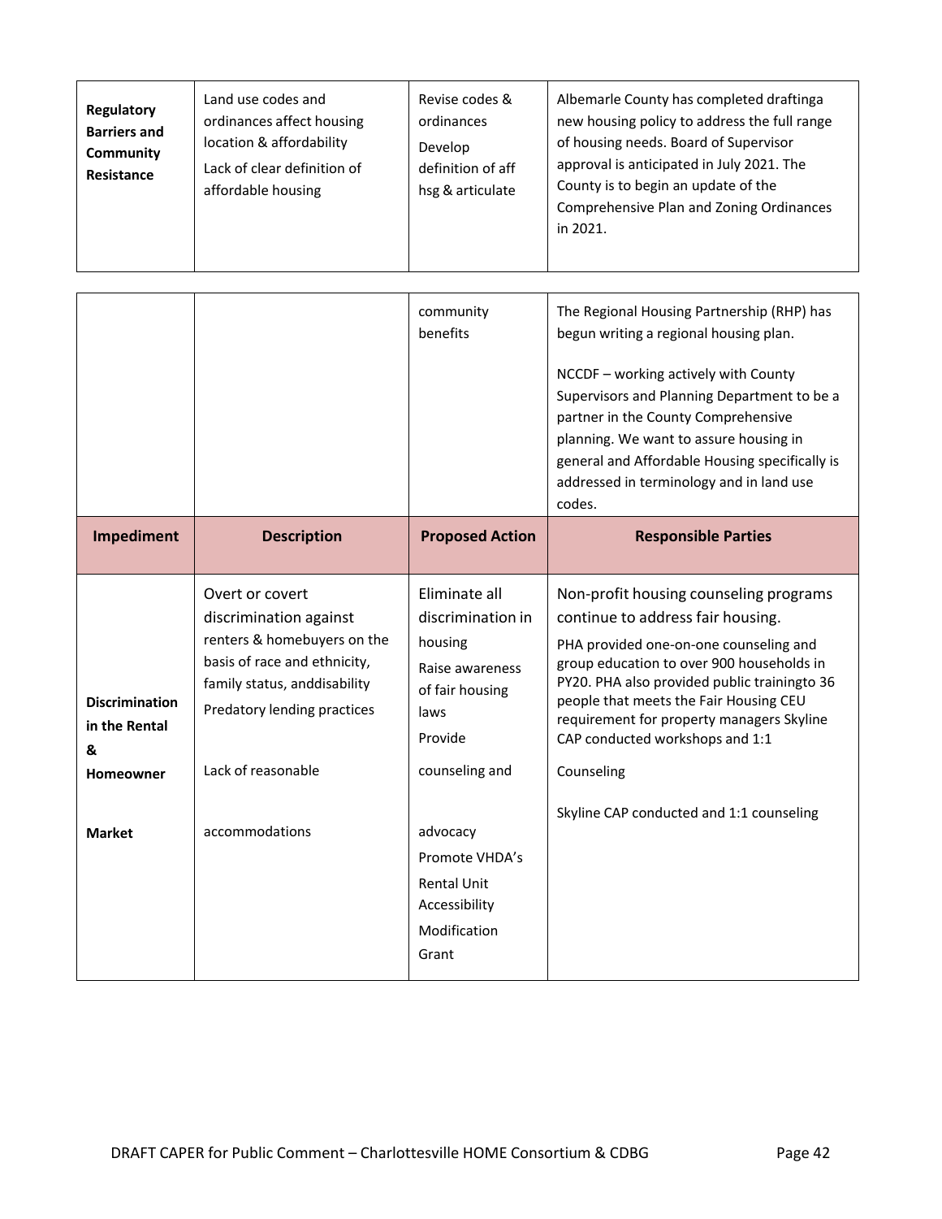| | | | |
|---|---|---|---|
| **Regulatory Barriers and Community Resistance** | Land use codes and ordinances affect housing location & affordability<br>Lack of clear definition of affordable housing | Revise codes & ordinances<br>Develop definition of aff hsg & articulate | Albemarle County has completed draftinga new housing policy to address the full range of housing needs. Board of Supervisor approval is anticipated in July 2021. The County is to begin an update of the Comprehensive Plan and Zoning Ordinances in 2021. |
| | | community benefits | The Regional Housing Partnership (RHP) has begun writing a regional housing plan.<br><br>NCCDF – working actively with County Supervisors and Planning Department to be a partner in the County Comprehensive planning. We want to assure housing in general and Affordable Housing specifically is addressed in terminology and in land use codes. |
| **Impediment** | **Description** | **Proposed Action** | **Responsible Parties** |
| **Discrimination in the Rental & Homeowner Market** | Overt or covert discrimination against renters & homebuyers on the basis of race and ethnicity, family status, anddisability<br>Predatory lending practices<br>Lack of reasonable accommodations | Eliminate all discrimination in housing<br>Raise awareness of fair housing laws<br>Provide counseling and advocacy<br>Promote VHDA's Rental Unit Accessibility Modification Grant | Non-profit housing counseling programs continue to address fair housing.<br>PHA provided one-on-one counseling and group education to over 900 households in PY20. PHA also provided public trainingto 36 people that meets the Fair Housing CEU requirement for property managers Skyline CAP conducted workshops and 1:1 Counseling<br>Skyline CAP conducted and 1:1 counseling |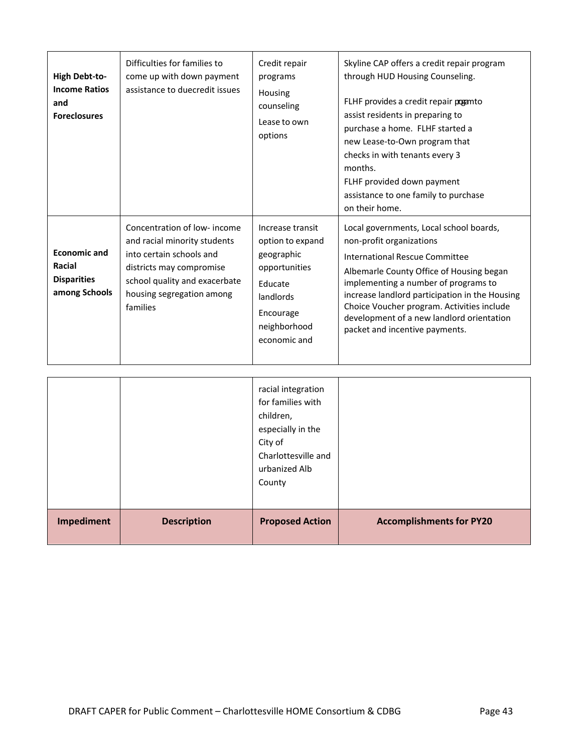| Impediment | Description | Proposed Action | Accomplishments for PY20 |
|---|---|---|---|
| **High Debt-to-Income Ratios and Foreclosures** | Difficulties for families to come up with down payment assistance to duecredit issues | Credit repair programs<br>Housing counseling<br>Lease to own options | Skyline CAP offers a credit repair program through HUD Housing Counseling.<br><br>FLHF provides a credit repair program to assist residents in preparing to purchase a home. FLHF started a new Lease-to-Own program that checks in with tenants every 3 months.<br>FLHF provided down payment assistance to one family to purchase on their home. |
| **Economic and Racial Disparities among Schools** | Concentration of low- income and racial minority students into certain schools and districts may compromise school quality and exacerbate housing segregation among families | Increase transit option to expand geographic opportunities<br>Educate landlords<br>Encourage neighborhood economic and racial integration for families with children, especially in the City of Charlottesville and urbanized Alb County | Local governments, Local school boards, non-profit organizations<br>International Rescue Committee<br>Albemarle County Office of Housing began implementing a number of programs to increase landlord participation in the Housing Choice Voucher program. Activities include development of a new landlord orientation packet and incentive payments. |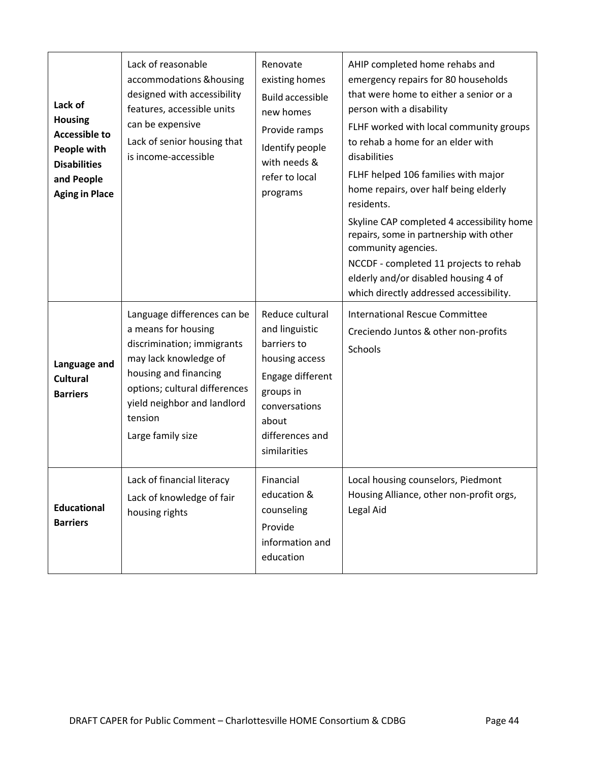| **Lack of Housing Accessible to People with Disabilities and People Aging in Place** | Lack of reasonable accommodations &housing designed with accessibility features, accessible units can be expensive<br>Lack of senior housing that is income-accessible | Renovate existing homes<br>Build accessible new homes<br>Provide ramps<br>Identify people with needs & refer to local programs | AHIP completed home rehabs and emergency repairs for 80 households that were home to either a senior or a person with a disability<br>FLHF worked with local community groups to rehab a home for an elder with disabilities<br>FLHF helped 106 families with major home repairs, over half being elderly residents.<br>Skyline CAP completed 4 accessibility home repairs, some in partnership with other community agencies.<br>NCCDF - completed 11 projects to rehab elderly and/or disabled housing 4 of which directly addressed accessibility. |
|---|---|---|---|
| **Language and Cultural Barriers** | Language differences can be a means for housing discrimination; immigrants may lack knowledge of housing and financing options; cultural differences yield neighbor and landlord tension<br>Large family size | Reduce cultural and linguistic barriers to housing access<br>Engage different groups in conversations about differences and similarities | International Rescue Committee<br>Creciendo Juntos & other non-profits<br>Schools |
| **Educational Barriers** | Lack of financial literacy<br>Lack of knowledge of fair housing rights | Financial education & counseling<br>Provide information and education | Local housing counselors, Piedmont Housing Alliance, other non-profit orgs, Legal Aid |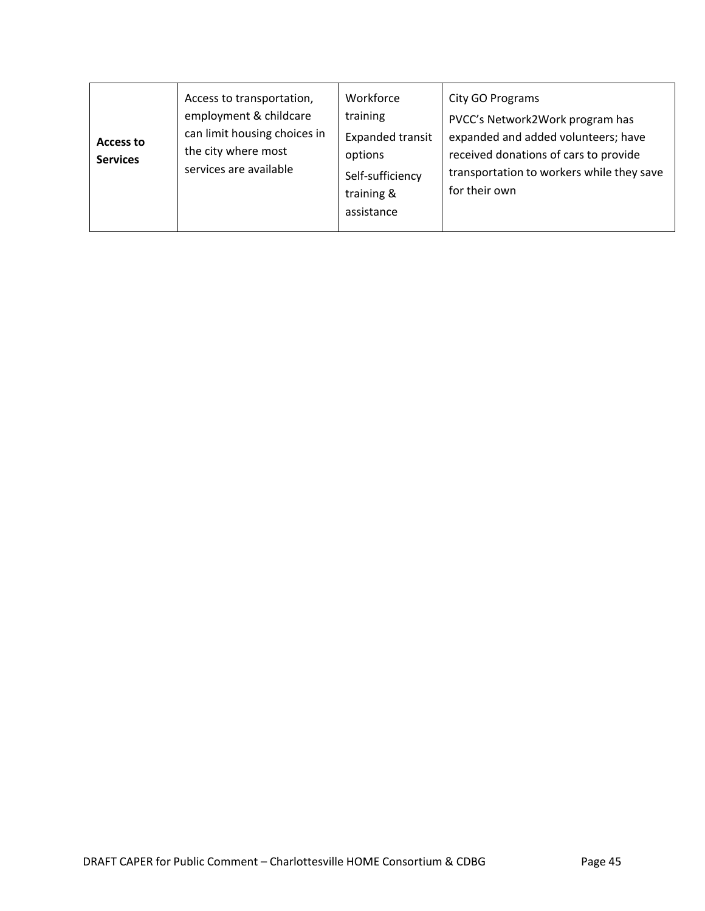| | | | |
|---|---|---|---|
| **Access to Services** | Access to transportation, employment & childcare can limit housing choices in the city where most services are available | Workforce training<br>Expanded transit options<br>Self-sufficiency training & assistance | City GO Programs<br>PVCC's Network2Work program has expanded and added volunteers; have received donations of cars to provide transportation to workers while they save for their own |